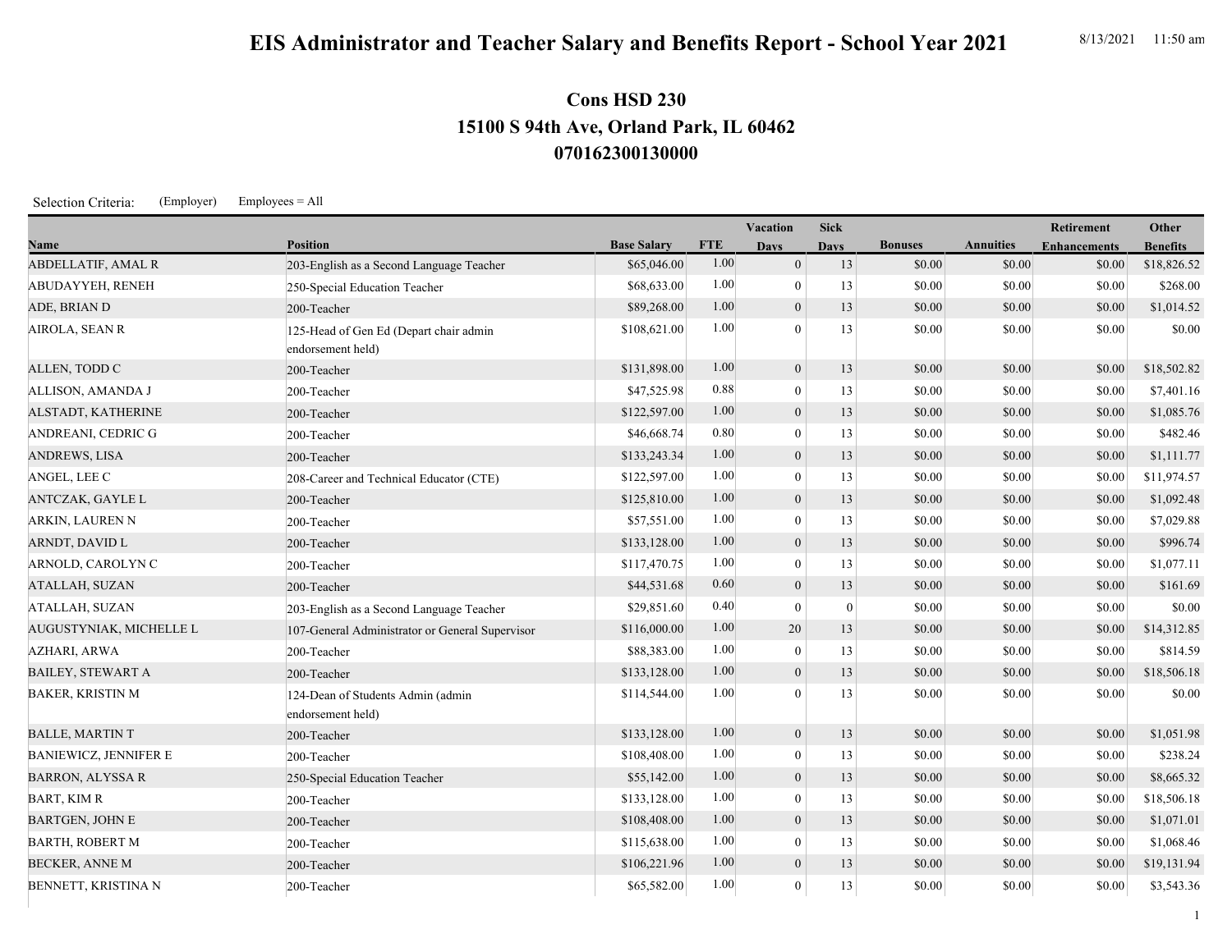# EIS Administrator and Teacher Salary and Benefits Report - School Year 2021

8/13/2021 11:50 am

## Cons HSD 230
## 15100 S 94th Ave, Orland Park, IL 60462
## 070162300130000

Selection Criteria: (Employer) Employees = All

| Name | Position | Base Salary | FTE | Vacation Days | Sick Days | Bonuses | Annuities | Retirement Enhancements | Other Benefits |
|---|---|---|---|---|---|---|---|---|---|
| ABDELLATIF, AMAL R | 203-English as a Second Language Teacher | $65,046.00 | 1.00 | 0 | 13 | $0.00 | $0.00 | $0.00 | $18,826.52 |
| ABUDAYYEH, RENEH | 250-Special Education Teacher | $68,633.00 | 1.00 | 0 | 13 | $0.00 | $0.00 | $0.00 | $268.00 |
| ADE, BRIAN D | 200-Teacher | $89,268.00 | 1.00 | 0 | 13 | $0.00 | $0.00 | $0.00 | $1,014.52 |
| AIROLA, SEAN R | 125-Head of Gen Ed (Depart chair admin endorsement held) | $108,621.00 | 1.00 | 0 | 13 | $0.00 | $0.00 | $0.00 | $0.00 |
| ALLEN, TODD C | 200-Teacher | $131,898.00 | 1.00 | 0 | 13 | $0.00 | $0.00 | $0.00 | $18,502.82 |
| ALLISON, AMANDA J | 200-Teacher | $47,525.98 | 0.88 | 0 | 13 | $0.00 | $0.00 | $0.00 | $7,401.16 |
| ALSTADT, KATHERINE | 200-Teacher | $122,597.00 | 1.00 | 0 | 13 | $0.00 | $0.00 | $0.00 | $1,085.76 |
| ANDREANI, CEDRIC G | 200-Teacher | $46,668.74 | 0.80 | 0 | 13 | $0.00 | $0.00 | $0.00 | $482.46 |
| ANDREWS, LISA | 200-Teacher | $133,243.34 | 1.00 | 0 | 13 | $0.00 | $0.00 | $0.00 | $1,111.77 |
| ANGEL, LEE C | 208-Career and Technical Educator (CTE) | $122,597.00 | 1.00 | 0 | 13 | $0.00 | $0.00 | $0.00 | $11,974.57 |
| ANTCZAK, GAYLE L | 200-Teacher | $125,810.00 | 1.00 | 0 | 13 | $0.00 | $0.00 | $0.00 | $1,092.48 |
| ARKIN, LAUREN N | 200-Teacher | $57,551.00 | 1.00 | 0 | 13 | $0.00 | $0.00 | $0.00 | $7,029.88 |
| ARNDT, DAVID L | 200-Teacher | $133,128.00 | 1.00 | 0 | 13 | $0.00 | $0.00 | $0.00 | $996.74 |
| ARNOLD, CAROLYN C | 200-Teacher | $117,470.75 | 1.00 | 0 | 13 | $0.00 | $0.00 | $0.00 | $1,077.11 |
| ATALLAH, SUZAN | 200-Teacher | $44,531.68 | 0.60 | 0 | 13 | $0.00 | $0.00 | $0.00 | $161.69 |
| ATALLAH, SUZAN | 203-English as a Second Language Teacher | $29,851.60 | 0.40 | 0 | 0 | $0.00 | $0.00 | $0.00 | $0.00 |
| AUGUSTYNIAK, MICHELLE L | 107-General Administrator or General Supervisor | $116,000.00 | 1.00 | 20 | 13 | $0.00 | $0.00 | $0.00 | $14,312.85 |
| AZHARI, ARWA | 200-Teacher | $88,383.00 | 1.00 | 0 | 13 | $0.00 | $0.00 | $0.00 | $814.59 |
| BAILEY, STEWART A | 200-Teacher | $133,128.00 | 1.00 | 0 | 13 | $0.00 | $0.00 | $0.00 | $18,506.18 |
| BAKER, KRISTIN M | 124-Dean of Students Admin (admin endorsement held) | $114,544.00 | 1.00 | 0 | 13 | $0.00 | $0.00 | $0.00 | $0.00 |
| BALLE, MARTIN T | 200-Teacher | $133,128.00 | 1.00 | 0 | 13 | $0.00 | $0.00 | $0.00 | $1,051.98 |
| BANIEWICZ, JENNIFER E | 200-Teacher | $108,408.00 | 1.00 | 0 | 13 | $0.00 | $0.00 | $0.00 | $238.24 |
| BARRON, ALYSSA R | 250-Special Education Teacher | $55,142.00 | 1.00 | 0 | 13 | $0.00 | $0.00 | $0.00 | $8,665.32 |
| BART, KIM R | 200-Teacher | $133,128.00 | 1.00 | 0 | 13 | $0.00 | $0.00 | $0.00 | $18,506.18 |
| BARTGEN, JOHN E | 200-Teacher | $108,408.00 | 1.00 | 0 | 13 | $0.00 | $0.00 | $0.00 | $1,071.01 |
| BARTH, ROBERT M | 200-Teacher | $115,638.00 | 1.00 | 0 | 13 | $0.00 | $0.00 | $0.00 | $1,068.46 |
| BECKER, ANNE M | 200-Teacher | $106,221.96 | 1.00 | 0 | 13 | $0.00 | $0.00 | $0.00 | $19,131.94 |
| BENNETT, KRISTINA N | 200-Teacher | $65,582.00 | 1.00 | 0 | 13 | $0.00 | $0.00 | $0.00 | $3,543.36 |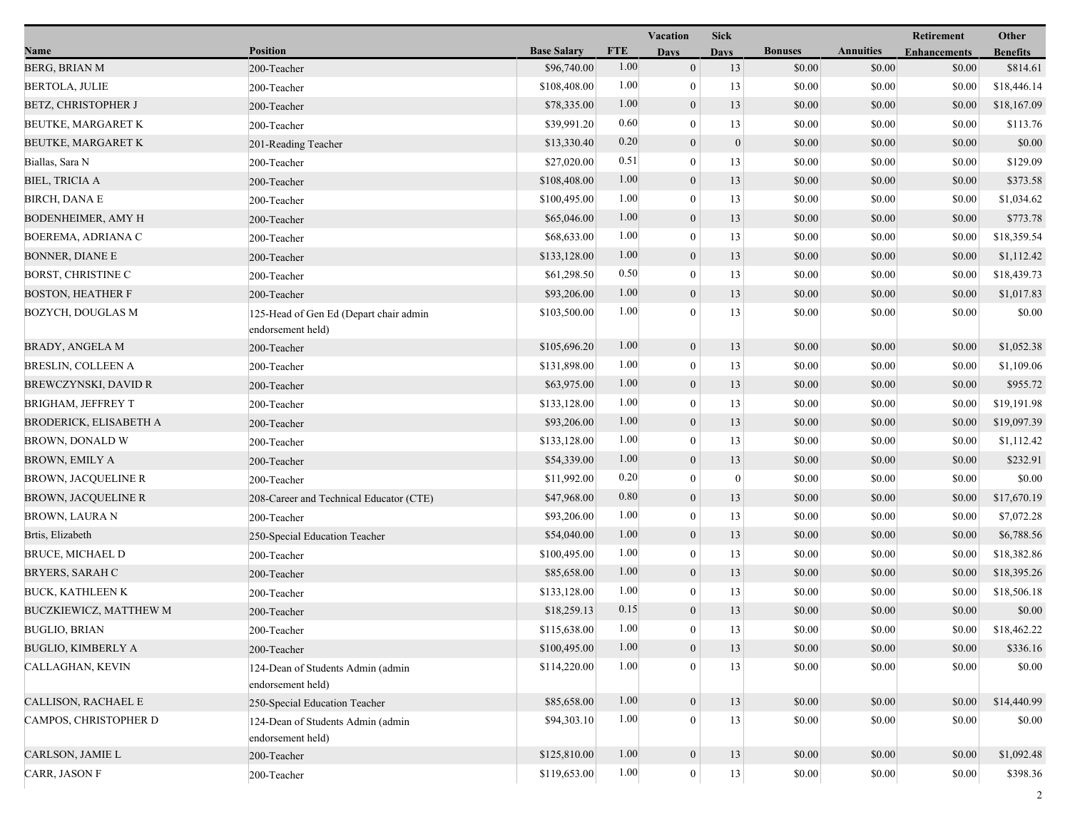| Name | Position | Base Salary | FTE | Vacation Days | Sick Days | Bonuses | Annuities | Retirement Enhancements | Other Benefits |
|---|---|---|---|---|---|---|---|---|---|
| BERG, BRIAN M | 200-Teacher | $96,740.00 | 1.00 | 0 | 13 | $0.00 | $0.00 | $0.00 | $814.61 |
| BERTOLA, JULIE | 200-Teacher | $108,408.00 | 1.00 | 0 | 13 | $0.00 | $0.00 | $0.00 | $18,446.14 |
| BETZ, CHRISTOPHER J | 200-Teacher | $78,335.00 | 1.00 | 0 | 13 | $0.00 | $0.00 | $0.00 | $18,167.09 |
| BEUTKE, MARGARET K | 200-Teacher | $39,991.20 | 0.60 | 0 | 13 | $0.00 | $0.00 | $0.00 | $113.76 |
| BEUTKE, MARGARET K | 201-Reading Teacher | $13,330.40 | 0.20 | 0 | 0 | $0.00 | $0.00 | $0.00 | $0.00 |
| Biallas, Sara N | 200-Teacher | $27,020.00 | 0.51 | 0 | 13 | $0.00 | $0.00 | $0.00 | $129.09 |
| BIEL, TRICIA A | 200-Teacher | $108,408.00 | 1.00 | 0 | 13 | $0.00 | $0.00 | $0.00 | $373.58 |
| BIRCH, DANA E | 200-Teacher | $100,495.00 | 1.00 | 0 | 13 | $0.00 | $0.00 | $0.00 | $1,034.62 |
| BODENHEIMER, AMY H | 200-Teacher | $65,046.00 | 1.00 | 0 | 13 | $0.00 | $0.00 | $0.00 | $773.78 |
| BOEREMA, ADRIANA C | 200-Teacher | $68,633.00 | 1.00 | 0 | 13 | $0.00 | $0.00 | $0.00 | $18,359.54 |
| BONNER, DIANE E | 200-Teacher | $133,128.00 | 1.00 | 0 | 13 | $0.00 | $0.00 | $0.00 | $1,112.42 |
| BORST, CHRISTINE C | 200-Teacher | $61,298.50 | 0.50 | 0 | 13 | $0.00 | $0.00 | $0.00 | $18,439.73 |
| BOSTON, HEATHER F | 200-Teacher | $93,206.00 | 1.00 | 0 | 13 | $0.00 | $0.00 | $0.00 | $1,017.83 |
| BOZYCH, DOUGLAS M | 125-Head of Gen Ed (Depart chair admin endorsement held) | $103,500.00 | 1.00 | 0 | 13 | $0.00 | $0.00 | $0.00 | $0.00 |
| BRADY, ANGELA M | 200-Teacher | $105,696.20 | 1.00 | 0 | 13 | $0.00 | $0.00 | $0.00 | $1,052.38 |
| BRESLIN, COLLEEN A | 200-Teacher | $131,898.00 | 1.00 | 0 | 13 | $0.00 | $0.00 | $0.00 | $1,109.06 |
| BREWCZYNSKI, DAVID R | 200-Teacher | $63,975.00 | 1.00 | 0 | 13 | $0.00 | $0.00 | $0.00 | $955.72 |
| BRIGHAM, JEFFREY T | 200-Teacher | $133,128.00 | 1.00 | 0 | 13 | $0.00 | $0.00 | $0.00 | $19,191.98 |
| BRODERICK, ELISABETH A | 200-Teacher | $93,206.00 | 1.00 | 0 | 13 | $0.00 | $0.00 | $0.00 | $19,097.39 |
| BROWN, DONALD W | 200-Teacher | $133,128.00 | 1.00 | 0 | 13 | $0.00 | $0.00 | $0.00 | $1,112.42 |
| BROWN, EMILY A | 200-Teacher | $54,339.00 | 1.00 | 0 | 13 | $0.00 | $0.00 | $0.00 | $232.91 |
| BROWN, JACQUELINE R | 200-Teacher | $11,992.00 | 0.20 | 0 | 0 | $0.00 | $0.00 | $0.00 | $0.00 |
| BROWN, JACQUELINE R | 208-Career and Technical Educator (CTE) | $47,968.00 | 0.80 | 0 | 13 | $0.00 | $0.00 | $0.00 | $17,670.19 |
| BROWN, LAURA N | 200-Teacher | $93,206.00 | 1.00 | 0 | 13 | $0.00 | $0.00 | $0.00 | $7,072.28 |
| Brtis, Elizabeth | 250-Special Education Teacher | $54,040.00 | 1.00 | 0 | 13 | $0.00 | $0.00 | $0.00 | $6,788.56 |
| BRUCE, MICHAEL D | 200-Teacher | $100,495.00 | 1.00 | 0 | 13 | $0.00 | $0.00 | $0.00 | $18,382.86 |
| BRYERS, SARAH C | 200-Teacher | $85,658.00 | 1.00 | 0 | 13 | $0.00 | $0.00 | $0.00 | $18,395.26 |
| BUCK, KATHLEEN K | 200-Teacher | $133,128.00 | 1.00 | 0 | 13 | $0.00 | $0.00 | $0.00 | $18,506.18 |
| BUCZKIEWICZ, MATTHEW M | 200-Teacher | $18,259.13 | 0.15 | 0 | 13 | $0.00 | $0.00 | $0.00 | $0.00 |
| BUGLIO, BRIAN | 200-Teacher | $115,638.00 | 1.00 | 0 | 13 | $0.00 | $0.00 | $0.00 | $18,462.22 |
| BUGLIO, KIMBERLY A | 200-Teacher | $100,495.00 | 1.00 | 0 | 13 | $0.00 | $0.00 | $0.00 | $336.16 |
| CALLAGHAN, KEVIN | 124-Dean of Students Admin (admin endorsement held) | $114,220.00 | 1.00 | 0 | 13 | $0.00 | $0.00 | $0.00 | $0.00 |
| CALLISON, RACHAEL E | 250-Special Education Teacher | $85,658.00 | 1.00 | 0 | 13 | $0.00 | $0.00 | $0.00 | $14,440.99 |
| CAMPOS, CHRISTOPHER D | 124-Dean of Students Admin (admin endorsement held) | $94,303.10 | 1.00 | 0 | 13 | $0.00 | $0.00 | $0.00 | $0.00 |
| CARLSON, JAMIE L | 200-Teacher | $125,810.00 | 1.00 | 0 | 13 | $0.00 | $0.00 | $0.00 | $1,092.48 |
| CARR, JASON F | 200-Teacher | $119,653.00 | 1.00 | 0 | 13 | $0.00 | $0.00 | $0.00 | $398.36 |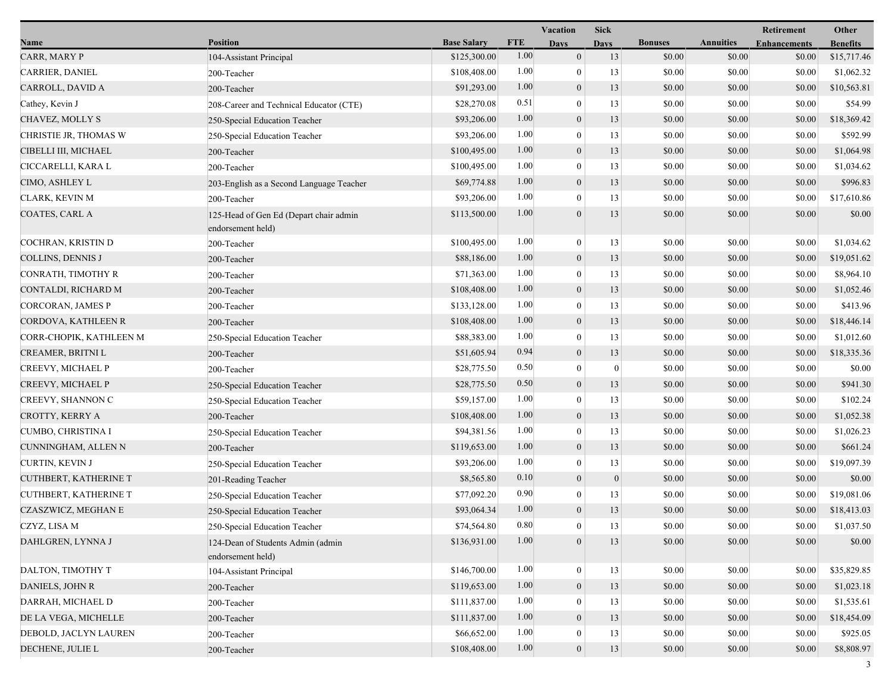| Name | Position | Base Salary | FTE | Vacation Days | Sick Days | Bonuses | Annuities | Retirement Enhancements | Other Benefits |
|---|---|---|---|---|---|---|---|---|---|
| CARR, MARY P | 104-Assistant Principal | $125,300.00 | 1.00 | 0 | 13 | $0.00 | $0.00 | $0.00 | $15,717.46 |
| CARRIER, DANIEL | 200-Teacher | $108,408.00 | 1.00 | 0 | 13 | $0.00 | $0.00 | $0.00 | $1,062.32 |
| CARROLL, DAVID A | 200-Teacher | $91,293.00 | 1.00 | 0 | 13 | $0.00 | $0.00 | $0.00 | $10,563.81 |
| Cathey, Kevin J | 208-Career and Technical Educator (CTE) | $28,270.08 | 0.51 | 0 | 13 | $0.00 | $0.00 | $0.00 | $54.99 |
| CHAVEZ, MOLLY S | 250-Special Education Teacher | $93,206.00 | 1.00 | 0 | 13 | $0.00 | $0.00 | $0.00 | $18,369.42 |
| CHRISTIE JR, THOMAS W | 250-Special Education Teacher | $93,206.00 | 1.00 | 0 | 13 | $0.00 | $0.00 | $0.00 | $592.99 |
| CIBELLI III, MICHAEL | 200-Teacher | $100,495.00 | 1.00 | 0 | 13 | $0.00 | $0.00 | $0.00 | $1,064.98 |
| CICCARELLI, KARA L | 200-Teacher | $100,495.00 | 1.00 | 0 | 13 | $0.00 | $0.00 | $0.00 | $1,034.62 |
| CIMO, ASHLEY L | 203-English as a Second Language Teacher | $69,774.88 | 1.00 | 0 | 13 | $0.00 | $0.00 | $0.00 | $996.83 |
| CLARK, KEVIN M | 200-Teacher | $93,206.00 | 1.00 | 0 | 13 | $0.00 | $0.00 | $0.00 | $17,610.86 |
| COATES, CARL A | 125-Head of Gen Ed (Depart chair admin endorsement held) | $113,500.00 | 1.00 | 0 | 13 | $0.00 | $0.00 | $0.00 | $0.00 |
| COCHRAN, KRISTIN D | 200-Teacher | $100,495.00 | 1.00 | 0 | 13 | $0.00 | $0.00 | $0.00 | $1,034.62 |
| COLLINS, DENNIS J | 200-Teacher | $88,186.00 | 1.00 | 0 | 13 | $0.00 | $0.00 | $0.00 | $19,051.62 |
| CONRATH, TIMOTHY R | 200-Teacher | $71,363.00 | 1.00 | 0 | 13 | $0.00 | $0.00 | $0.00 | $8,964.10 |
| CONTALDI, RICHARD M | 200-Teacher | $108,408.00 | 1.00 | 0 | 13 | $0.00 | $0.00 | $0.00 | $1,052.46 |
| CORCORAN, JAMES P | 200-Teacher | $133,128.00 | 1.00 | 0 | 13 | $0.00 | $0.00 | $0.00 | $413.96 |
| CORDOVA, KATHLEEN R | 200-Teacher | $108,408.00 | 1.00 | 0 | 13 | $0.00 | $0.00 | $0.00 | $18,446.14 |
| CORR-CHOPIK, KATHLEEN M | 250-Special Education Teacher | $88,383.00 | 1.00 | 0 | 13 | $0.00 | $0.00 | $0.00 | $1,012.60 |
| CREAMER, BRITNI L | 200-Teacher | $51,605.94 | 0.94 | 0 | 13 | $0.00 | $0.00 | $0.00 | $18,335.36 |
| CREEVY, MICHAEL P | 200-Teacher | $28,775.50 | 0.50 | 0 | 0 | $0.00 | $0.00 | $0.00 | $0.00 |
| CREEVY, MICHAEL P | 250-Special Education Teacher | $28,775.50 | 0.50 | 0 | 13 | $0.00 | $0.00 | $0.00 | $941.30 |
| CREEVY, SHANNON C | 250-Special Education Teacher | $59,157.00 | 1.00 | 0 | 13 | $0.00 | $0.00 | $0.00 | $102.24 |
| CROTTY, KERRY A | 200-Teacher | $108,408.00 | 1.00 | 0 | 13 | $0.00 | $0.00 | $0.00 | $1,052.38 |
| CUMBO, CHRISTINA I | 250-Special Education Teacher | $94,381.56 | 1.00 | 0 | 13 | $0.00 | $0.00 | $0.00 | $1,026.23 |
| CUNNINGHAM, ALLEN N | 200-Teacher | $119,653.00 | 1.00 | 0 | 13 | $0.00 | $0.00 | $0.00 | $661.24 |
| CURTIN, KEVIN J | 250-Special Education Teacher | $93,206.00 | 1.00 | 0 | 13 | $0.00 | $0.00 | $0.00 | $19,097.39 |
| CUTHBERT, KATHERINE T | 201-Reading Teacher | $8,565.80 | 0.10 | 0 | 0 | $0.00 | $0.00 | $0.00 | $0.00 |
| CUTHBERT, KATHERINE T | 250-Special Education Teacher | $77,092.20 | 0.90 | 0 | 13 | $0.00 | $0.00 | $0.00 | $19,081.06 |
| CZASZWICZ, MEGHAN E | 250-Special Education Teacher | $93,064.34 | 1.00 | 0 | 13 | $0.00 | $0.00 | $0.00 | $18,413.03 |
| CZYZ, LISA M | 250-Special Education Teacher | $74,564.80 | 0.80 | 0 | 13 | $0.00 | $0.00 | $0.00 | $1,037.50 |
| DAHLGREN, LYNNA J | 124-Dean of Students Admin (admin endorsement held) | $136,931.00 | 1.00 | 0 | 13 | $0.00 | $0.00 | $0.00 | $0.00 |
| DALTON, TIMOTHY T | 104-Assistant Principal | $146,700.00 | 1.00 | 0 | 13 | $0.00 | $0.00 | $0.00 | $35,829.85 |
| DANIELS, JOHN R | 200-Teacher | $119,653.00 | 1.00 | 0 | 13 | $0.00 | $0.00 | $0.00 | $1,023.18 |
| DARRAH, MICHAEL D | 200-Teacher | $111,837.00 | 1.00 | 0 | 13 | $0.00 | $0.00 | $0.00 | $1,535.61 |
| DE LA VEGA, MICHELLE | 200-Teacher | $111,837.00 | 1.00 | 0 | 13 | $0.00 | $0.00 | $0.00 | $18,454.09 |
| DEBOLD, JACLYN LAUREN | 200-Teacher | $66,652.00 | 1.00 | 0 | 13 | $0.00 | $0.00 | $0.00 | $925.05 |
| DECHENE, JULIE L | 200-Teacher | $108,408.00 | 1.00 | 0 | 13 | $0.00 | $0.00 | $0.00 | $8,808.97 |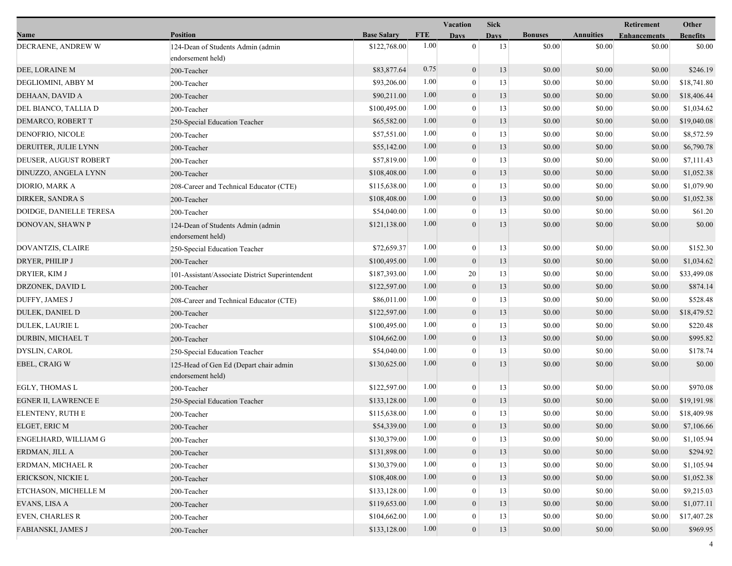| Name | Position | Base Salary | FTE | Vacation Days | Sick Days | Bonuses | Annuities | Retirement Enhancements | Other Benefits |
|---|---|---|---|---|---|---|---|---|---|
| DECRAENE, ANDREW W | 124-Dean of Students Admin (admin endorsement held) | $122,768.00 | 1.00 | 0 | 13 | $0.00 | $0.00 | $0.00 | $0.00 |
| DEE, LORAINE M | 200-Teacher | $83,877.64 | 0.75 | 0 | 13 | $0.00 | $0.00 | $0.00 | $246.19 |
| DEGLIOMINI, ABBY M | 200-Teacher | $93,206.00 | 1.00 | 0 | 13 | $0.00 | $0.00 | $0.00 | $18,741.80 |
| DEHAAN, DAVID A | 200-Teacher | $90,211.00 | 1.00 | 0 | 13 | $0.00 | $0.00 | $0.00 | $18,406.44 |
| DEL BIANCO, TALLIA D | 200-Teacher | $100,495.00 | 1.00 | 0 | 13 | $0.00 | $0.00 | $0.00 | $1,034.62 |
| DEMARCO, ROBERT T | 250-Special Education Teacher | $65,582.00 | 1.00 | 0 | 13 | $0.00 | $0.00 | $0.00 | $19,040.08 |
| DENOFRIO, NICOLE | 200-Teacher | $57,551.00 | 1.00 | 0 | 13 | $0.00 | $0.00 | $0.00 | $8,572.59 |
| DERUITER, JULIE LYNN | 200-Teacher | $55,142.00 | 1.00 | 0 | 13 | $0.00 | $0.00 | $0.00 | $6,790.78 |
| DEUSER, AUGUST ROBERT | 200-Teacher | $57,819.00 | 1.00 | 0 | 13 | $0.00 | $0.00 | $0.00 | $7,111.43 |
| DINUZZO, ANGELA LYNN | 200-Teacher | $108,408.00 | 1.00 | 0 | 13 | $0.00 | $0.00 | $0.00 | $1,052.38 |
| DIORIO, MARK A | 208-Career and Technical Educator (CTE) | $115,638.00 | 1.00 | 0 | 13 | $0.00 | $0.00 | $0.00 | $1,079.90 |
| DIRKER, SANDRA S | 200-Teacher | $108,408.00 | 1.00 | 0 | 13 | $0.00 | $0.00 | $0.00 | $1,052.38 |
| DOIDGE, DANIELLE TERESA | 200-Teacher | $54,040.00 | 1.00 | 0 | 13 | $0.00 | $0.00 | $0.00 | $61.20 |
| DONOVAN, SHAWN P | 124-Dean of Students Admin (admin endorsement held) | $121,138.00 | 1.00 | 0 | 13 | $0.00 | $0.00 | $0.00 | $0.00 |
| DOVANTZIS, CLAIRE | 250-Special Education Teacher | $72,659.37 | 1.00 | 0 | 13 | $0.00 | $0.00 | $0.00 | $152.30 |
| DRYER, PHILIP J | 200-Teacher | $100,495.00 | 1.00 | 0 | 13 | $0.00 | $0.00 | $0.00 | $1,034.62 |
| DRYIER, KIM J | 101-Assistant/Associate District Superintendent | $187,393.00 | 1.00 | 20 | 13 | $0.00 | $0.00 | $0.00 | $33,499.08 |
| DRZONEK, DAVID L | 200-Teacher | $122,597.00 | 1.00 | 0 | 13 | $0.00 | $0.00 | $0.00 | $874.14 |
| DUFFY, JAMES J | 208-Career and Technical Educator (CTE) | $86,011.00 | 1.00 | 0 | 13 | $0.00 | $0.00 | $0.00 | $528.48 |
| DULEK, DANIEL D | 200-Teacher | $122,597.00 | 1.00 | 0 | 13 | $0.00 | $0.00 | $0.00 | $18,479.52 |
| DULEK, LAURIE L | 200-Teacher | $100,495.00 | 1.00 | 0 | 13 | $0.00 | $0.00 | $0.00 | $220.48 |
| DURBIN, MICHAEL T | 200-Teacher | $104,662.00 | 1.00 | 0 | 13 | $0.00 | $0.00 | $0.00 | $995.82 |
| DYSLIN, CAROL | 250-Special Education Teacher | $54,040.00 | 1.00 | 0 | 13 | $0.00 | $0.00 | $0.00 | $178.74 |
| EBEL, CRAIG W | 125-Head of Gen Ed (Depart chair admin endorsement held) | $130,625.00 | 1.00 | 0 | 13 | $0.00 | $0.00 | $0.00 | $0.00 |
| EGLY, THOMAS L | 200-Teacher | $122,597.00 | 1.00 | 0 | 13 | $0.00 | $0.00 | $0.00 | $970.08 |
| EGNER II, LAWRENCE E | 250-Special Education Teacher | $133,128.00 | 1.00 | 0 | 13 | $0.00 | $0.00 | $0.00 | $19,191.98 |
| ELENTENY, RUTH E | 200-Teacher | $115,638.00 | 1.00 | 0 | 13 | $0.00 | $0.00 | $0.00 | $18,409.98 |
| ELGET, ERIC M | 200-Teacher | $54,339.00 | 1.00 | 0 | 13 | $0.00 | $0.00 | $0.00 | $7,106.66 |
| ENGELHARD, WILLIAM G | 200-Teacher | $130,379.00 | 1.00 | 0 | 13 | $0.00 | $0.00 | $0.00 | $1,105.94 |
| ERDMAN, JILL A | 200-Teacher | $131,898.00 | 1.00 | 0 | 13 | $0.00 | $0.00 | $0.00 | $294.92 |
| ERDMAN, MICHAEL R | 200-Teacher | $130,379.00 | 1.00 | 0 | 13 | $0.00 | $0.00 | $0.00 | $1,105.94 |
| ERICKSON, NICKIE L | 200-Teacher | $108,408.00 | 1.00 | 0 | 13 | $0.00 | $0.00 | $0.00 | $1,052.38 |
| ETCHASON, MICHELLE M | 200-Teacher | $133,128.00 | 1.00 | 0 | 13 | $0.00 | $0.00 | $0.00 | $9,215.03 |
| EVANS, LISA A | 200-Teacher | $119,653.00 | 1.00 | 0 | 13 | $0.00 | $0.00 | $0.00 | $1,077.11 |
| EVEN, CHARLES R | 200-Teacher | $104,662.00 | 1.00 | 0 | 13 | $0.00 | $0.00 | $0.00 | $17,407.28 |
| FABIANSKI, JAMES J | 200-Teacher | $133,128.00 | 1.00 | 0 | 13 | $0.00 | $0.00 | $0.00 | $969.95 |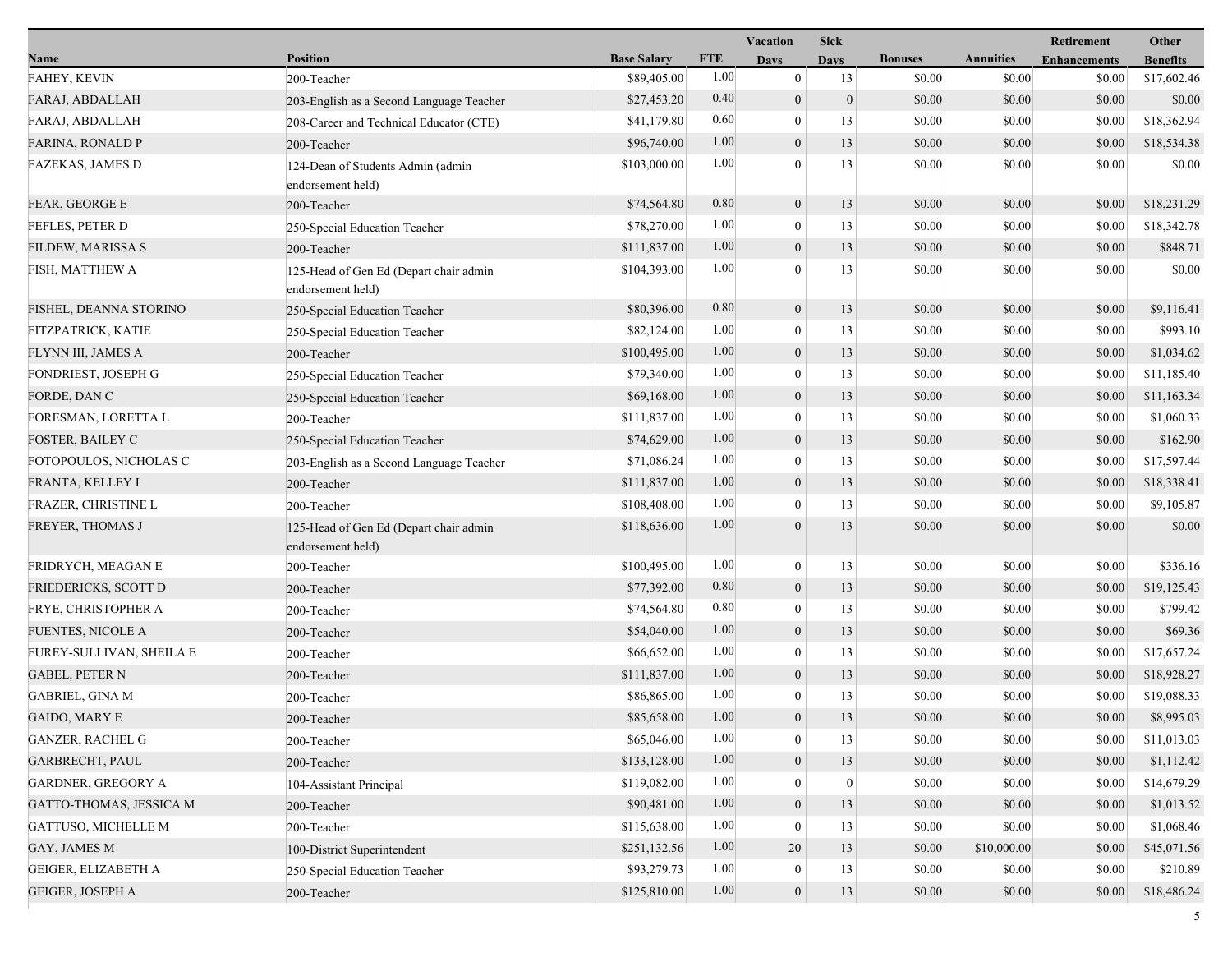| Name | Position | Base Salary | FTE | Vacation Days | Sick Days | Bonuses | Annuities | Retirement Enhancements | Other Benefits |
|---|---|---|---|---|---|---|---|---|---|
| FAHEY, KEVIN | 200-Teacher | $89,405.00 | 1.00 | 0 | 13 | $0.00 | $0.00 | $0.00 | $17,602.46 |
| FARAJ, ABDALLAH | 203-English as a Second Language Teacher | $27,453.20 | 0.40 | 0 | 0 | $0.00 | $0.00 | $0.00 | $0.00 |
| FARAJ, ABDALLAH | 208-Career and Technical Educator (CTE) | $41,179.80 | 0.60 | 0 | 13 | $0.00 | $0.00 | $0.00 | $18,362.94 |
| FARINA, RONALD P | 200-Teacher | $96,740.00 | 1.00 | 0 | 13 | $0.00 | $0.00 | $0.00 | $18,534.38 |
| FAZEKAS, JAMES D | 124-Dean of Students Admin (admin endorsement held) | $103,000.00 | 1.00 | 0 | 13 | $0.00 | $0.00 | $0.00 | $0.00 |
| FEAR, GEORGE E | 200-Teacher | $74,564.80 | 0.80 | 0 | 13 | $0.00 | $0.00 | $0.00 | $18,231.29 |
| FEFLES, PETER D | 250-Special Education Teacher | $78,270.00 | 1.00 | 0 | 13 | $0.00 | $0.00 | $0.00 | $18,342.78 |
| FILDEW, MARISSA S | 200-Teacher | $111,837.00 | 1.00 | 0 | 13 | $0.00 | $0.00 | $0.00 | $848.71 |
| FISH, MATTHEW A | 125-Head of Gen Ed (Depart chair admin endorsement held) | $104,393.00 | 1.00 | 0 | 13 | $0.00 | $0.00 | $0.00 | $0.00 |
| FISHEL, DEANNA STORINO | 250-Special Education Teacher | $80,396.00 | 0.80 | 0 | 13 | $0.00 | $0.00 | $0.00 | $9,116.41 |
| FITZPATRICK, KATIE | 250-Special Education Teacher | $82,124.00 | 1.00 | 0 | 13 | $0.00 | $0.00 | $0.00 | $993.10 |
| FLYNN III, JAMES A | 200-Teacher | $100,495.00 | 1.00 | 0 | 13 | $0.00 | $0.00 | $0.00 | $1,034.62 |
| FONDRIEST, JOSEPH G | 250-Special Education Teacher | $79,340.00 | 1.00 | 0 | 13 | $0.00 | $0.00 | $0.00 | $11,185.40 |
| FORDE, DAN C | 250-Special Education Teacher | $69,168.00 | 1.00 | 0 | 13 | $0.00 | $0.00 | $0.00 | $11,163.34 |
| FORESMAN, LORETTA L | 200-Teacher | $111,837.00 | 1.00 | 0 | 13 | $0.00 | $0.00 | $0.00 | $1,060.33 |
| FOSTER, BAILEY C | 250-Special Education Teacher | $74,629.00 | 1.00 | 0 | 13 | $0.00 | $0.00 | $0.00 | $162.90 |
| FOTOPOULOS, NICHOLAS C | 203-English as a Second Language Teacher | $71,086.24 | 1.00 | 0 | 13 | $0.00 | $0.00 | $0.00 | $17,597.44 |
| FRANTA, KELLEY I | 200-Teacher | $111,837.00 | 1.00 | 0 | 13 | $0.00 | $0.00 | $0.00 | $18,338.41 |
| FRAZER, CHRISTINE L | 200-Teacher | $108,408.00 | 1.00 | 0 | 13 | $0.00 | $0.00 | $0.00 | $9,105.87 |
| FREYER, THOMAS J | 125-Head of Gen Ed (Depart chair admin endorsement held) | $118,636.00 | 1.00 | 0 | 13 | $0.00 | $0.00 | $0.00 | $0.00 |
| FRIDRYCH, MEAGAN E | 200-Teacher | $100,495.00 | 1.00 | 0 | 13 | $0.00 | $0.00 | $0.00 | $336.16 |
| FRIEDERICKS, SCOTT D | 200-Teacher | $77,392.00 | 0.80 | 0 | 13 | $0.00 | $0.00 | $0.00 | $19,125.43 |
| FRYE, CHRISTOPHER A | 200-Teacher | $74,564.80 | 0.80 | 0 | 13 | $0.00 | $0.00 | $0.00 | $799.42 |
| FUENTES, NICOLE A | 200-Teacher | $54,040.00 | 1.00 | 0 | 13 | $0.00 | $0.00 | $0.00 | $69.36 |
| FUREY-SULLIVAN, SHEILA E | 200-Teacher | $66,652.00 | 1.00 | 0 | 13 | $0.00 | $0.00 | $0.00 | $17,657.24 |
| GABEL, PETER N | 200-Teacher | $111,837.00 | 1.00 | 0 | 13 | $0.00 | $0.00 | $0.00 | $18,928.27 |
| GABRIEL, GINA M | 200-Teacher | $86,865.00 | 1.00 | 0 | 13 | $0.00 | $0.00 | $0.00 | $19,088.33 |
| GAIDO, MARY E | 200-Teacher | $85,658.00 | 1.00 | 0 | 13 | $0.00 | $0.00 | $0.00 | $8,995.03 |
| GANZER, RACHEL G | 200-Teacher | $65,046.00 | 1.00 | 0 | 13 | $0.00 | $0.00 | $0.00 | $11,013.03 |
| GARBRECHT, PAUL | 200-Teacher | $133,128.00 | 1.00 | 0 | 13 | $0.00 | $0.00 | $0.00 | $1,112.42 |
| GARDNER, GREGORY A | 104-Assistant Principal | $119,082.00 | 1.00 | 0 | 0 | $0.00 | $0.00 | $0.00 | $14,679.29 |
| GATTO-THOMAS, JESSICA M | 200-Teacher | $90,481.00 | 1.00 | 0 | 13 | $0.00 | $0.00 | $0.00 | $1,013.52 |
| GATTUSO, MICHELLE M | 200-Teacher | $115,638.00 | 1.00 | 0 | 13 | $0.00 | $0.00 | $0.00 | $1,068.46 |
| GAY, JAMES M | 100-District Superintendent | $251,132.56 | 1.00 | 20 | 13 | $0.00 | $10,000.00 | $0.00 | $45,071.56 |
| GEIGER, ELIZABETH A | 250-Special Education Teacher | $93,279.73 | 1.00 | 0 | 13 | $0.00 | $0.00 | $0.00 | $210.89 |
| GEIGER, JOSEPH A | 200-Teacher | $125,810.00 | 1.00 | 0 | 13 | $0.00 | $0.00 | $0.00 | $18,486.24 |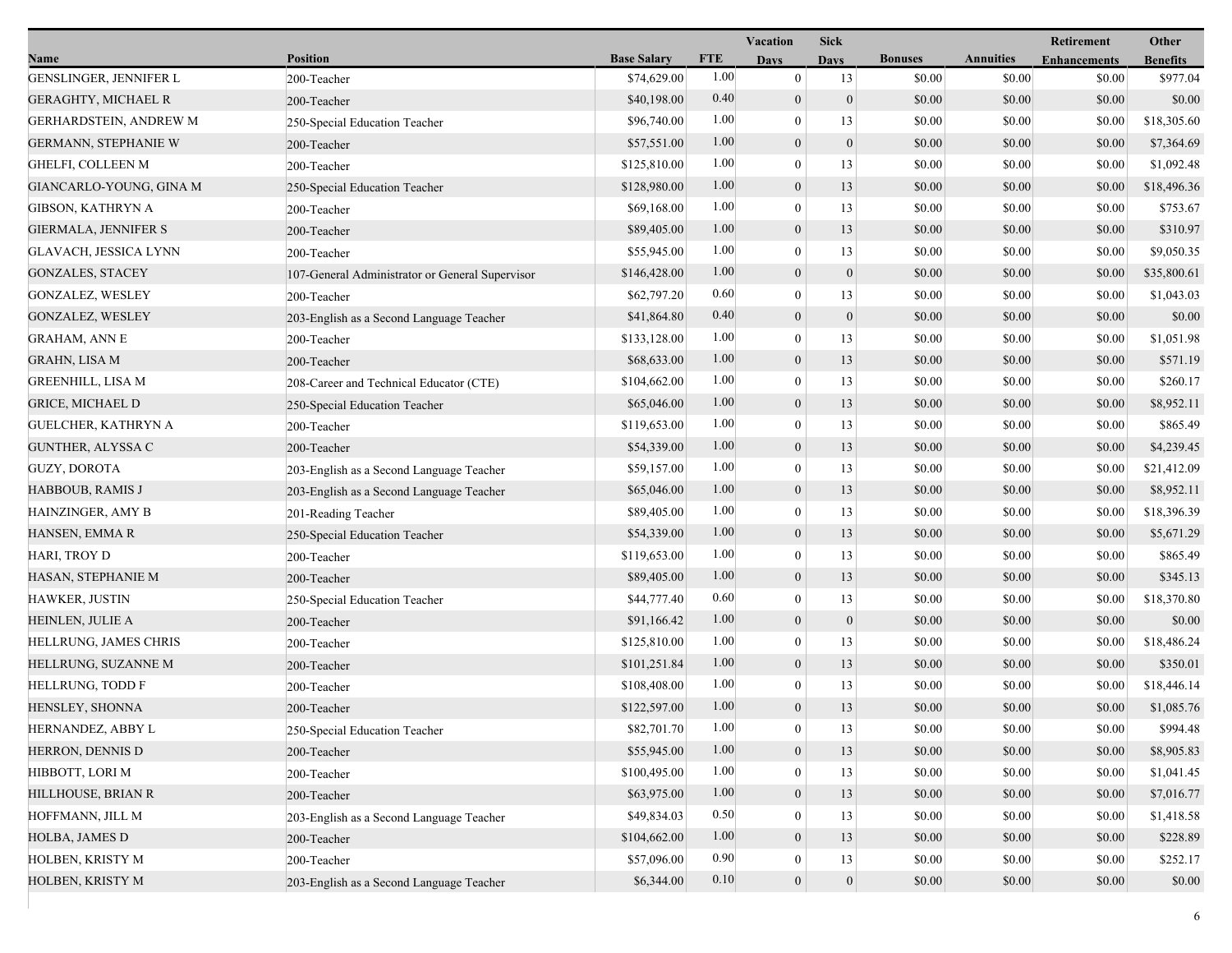| Name | Position | Base Salary | FTE | Vacation Days | Sick Days | Bonuses | Annuities | Retirement Enhancements | Other Benefits |
|---|---|---|---|---|---|---|---|---|---|
| GENSLINGER, JENNIFER L | 200-Teacher | $74,629.00 | 1.00 | 0 | 13 | $0.00 | $0.00 | $0.00 | $977.04 |
| GERAGHTY, MICHAEL R | 200-Teacher | $40,198.00 | 0.40 | 0 | 0 | $0.00 | $0.00 | $0.00 | $0.00 |
| GERHARDSTEIN, ANDREW M | 250-Special Education Teacher | $96,740.00 | 1.00 | 0 | 13 | $0.00 | $0.00 | $0.00 | $18,305.60 |
| GERMANN, STEPHANIE W | 200-Teacher | $57,551.00 | 1.00 | 0 | 0 | $0.00 | $0.00 | $0.00 | $7,364.69 |
| GHELFI, COLLEEN M | 200-Teacher | $125,810.00 | 1.00 | 0 | 13 | $0.00 | $0.00 | $0.00 | $1,092.48 |
| GIANCARLO-YOUNG, GINA M | 250-Special Education Teacher | $128,980.00 | 1.00 | 0 | 13 | $0.00 | $0.00 | $0.00 | $18,496.36 |
| GIBSON, KATHRYN A | 200-Teacher | $69,168.00 | 1.00 | 0 | 13 | $0.00 | $0.00 | $0.00 | $753.67 |
| GIERMALA, JENNIFER S | 200-Teacher | $89,405.00 | 1.00 | 0 | 13 | $0.00 | $0.00 | $0.00 | $310.97 |
| GLAVACH, JESSICA LYNN | 200-Teacher | $55,945.00 | 1.00 | 0 | 13 | $0.00 | $0.00 | $0.00 | $9,050.35 |
| GONZALES, STACEY | 107-General Administrator or General Supervisor | $146,428.00 | 1.00 | 0 | 0 | $0.00 | $0.00 | $0.00 | $35,800.61 |
| GONZALEZ, WESLEY | 200-Teacher | $62,797.20 | 0.60 | 0 | 13 | $0.00 | $0.00 | $0.00 | $1,043.03 |
| GONZALEZ, WESLEY | 203-English as a Second Language Teacher | $41,864.80 | 0.40 | 0 | 0 | $0.00 | $0.00 | $0.00 | $0.00 |
| GRAHAM, ANN E | 200-Teacher | $133,128.00 | 1.00 | 0 | 13 | $0.00 | $0.00 | $0.00 | $1,051.98 |
| GRAHN, LISA M | 200-Teacher | $68,633.00 | 1.00 | 0 | 13 | $0.00 | $0.00 | $0.00 | $571.19 |
| GREENHILL, LISA M | 208-Career and Technical Educator (CTE) | $104,662.00 | 1.00 | 0 | 13 | $0.00 | $0.00 | $0.00 | $260.17 |
| GRICE, MICHAEL D | 250-Special Education Teacher | $65,046.00 | 1.00 | 0 | 13 | $0.00 | $0.00 | $0.00 | $8,952.11 |
| GUELCHER, KATHRYN A | 200-Teacher | $119,653.00 | 1.00 | 0 | 13 | $0.00 | $0.00 | $0.00 | $865.49 |
| GUNTHER, ALYSSA C | 200-Teacher | $54,339.00 | 1.00 | 0 | 13 | $0.00 | $0.00 | $0.00 | $4,239.45 |
| GUZY, DOROTA | 203-English as a Second Language Teacher | $59,157.00 | 1.00 | 0 | 13 | $0.00 | $0.00 | $0.00 | $21,412.09 |
| HABBOUB, RAMIS J | 203-English as a Second Language Teacher | $65,046.00 | 1.00 | 0 | 13 | $0.00 | $0.00 | $0.00 | $8,952.11 |
| HAINZINGER, AMY B | 201-Reading Teacher | $89,405.00 | 1.00 | 0 | 13 | $0.00 | $0.00 | $0.00 | $18,396.39 |
| HANSEN, EMMA R | 250-Special Education Teacher | $54,339.00 | 1.00 | 0 | 13 | $0.00 | $0.00 | $0.00 | $5,671.29 |
| HARI, TROY D | 200-Teacher | $119,653.00 | 1.00 | 0 | 13 | $0.00 | $0.00 | $0.00 | $865.49 |
| HASAN, STEPHANIE M | 200-Teacher | $89,405.00 | 1.00 | 0 | 13 | $0.00 | $0.00 | $0.00 | $345.13 |
| HAWKER, JUSTIN | 250-Special Education Teacher | $44,777.40 | 0.60 | 0 | 13 | $0.00 | $0.00 | $0.00 | $18,370.80 |
| HEINLEN, JULIE A | 200-Teacher | $91,166.42 | 1.00 | 0 | 0 | $0.00 | $0.00 | $0.00 | $0.00 |
| HELLRUNG, JAMES CHRIS | 200-Teacher | $125,810.00 | 1.00 | 0 | 13 | $0.00 | $0.00 | $0.00 | $18,486.24 |
| HELLRUNG, SUZANNE M | 200-Teacher | $101,251.84 | 1.00 | 0 | 13 | $0.00 | $0.00 | $0.00 | $350.01 |
| HELLRUNG, TODD F | 200-Teacher | $108,408.00 | 1.00 | 0 | 13 | $0.00 | $0.00 | $0.00 | $18,446.14 |
| HENSLEY, SHONNA | 200-Teacher | $122,597.00 | 1.00 | 0 | 13 | $0.00 | $0.00 | $0.00 | $1,085.76 |
| HERNANDEZ, ABBY L | 250-Special Education Teacher | $82,701.70 | 1.00 | 0 | 13 | $0.00 | $0.00 | $0.00 | $994.48 |
| HERRON, DENNIS D | 200-Teacher | $55,945.00 | 1.00 | 0 | 13 | $0.00 | $0.00 | $0.00 | $8,905.83 |
| HIBBOTT, LORI M | 200-Teacher | $100,495.00 | 1.00 | 0 | 13 | $0.00 | $0.00 | $0.00 | $1,041.45 |
| HILLHOUSE, BRIAN R | 200-Teacher | $63,975.00 | 1.00 | 0 | 13 | $0.00 | $0.00 | $0.00 | $7,016.77 |
| HOFFMANN, JILL M | 203-English as a Second Language Teacher | $49,834.03 | 0.50 | 0 | 13 | $0.00 | $0.00 | $0.00 | $1,418.58 |
| HOLBA, JAMES D | 200-Teacher | $104,662.00 | 1.00 | 0 | 13 | $0.00 | $0.00 | $0.00 | $228.89 |
| HOLBEN, KRISTY M | 200-Teacher | $57,096.00 | 0.90 | 0 | 13 | $0.00 | $0.00 | $0.00 | $252.17 |
| HOLBEN, KRISTY M | 203-English as a Second Language Teacher | $6,344.00 | 0.10 | 0 | 0 | $0.00 | $0.00 | $0.00 | $0.00 |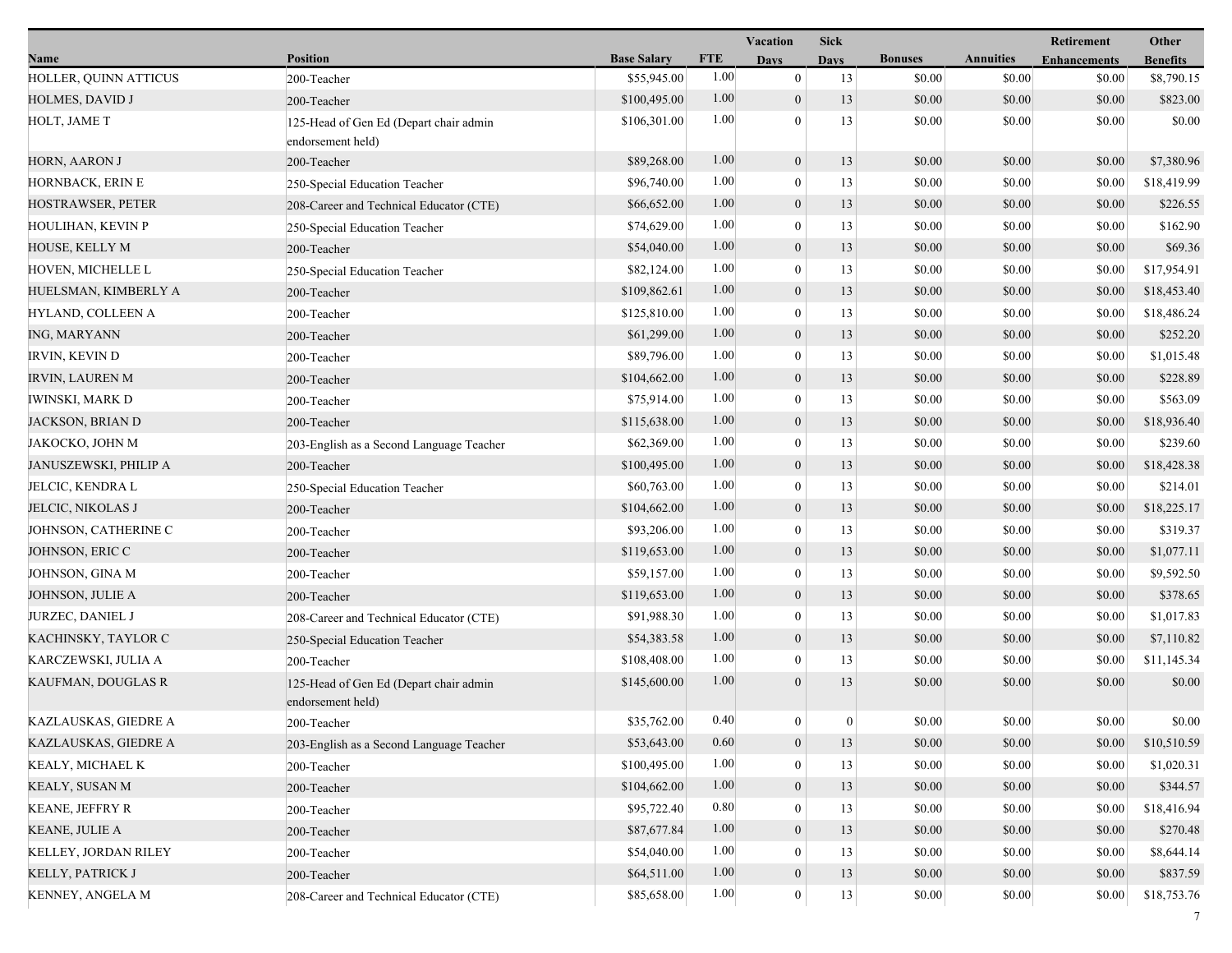| Name | Position | Base Salary | FTE | Vacation Days | Sick Days | Bonuses | Annuities | Retirement Enhancements | Other Benefits |
|---|---|---|---|---|---|---|---|---|---|
| HOLLER, QUINN ATTICUS | 200-Teacher | $55,945.00 | 1.00 | 0 | 13 | $0.00 | $0.00 | $0.00 | $8,790.15 |
| HOLMES, DAVID J | 200-Teacher | $100,495.00 | 1.00 | 0 | 13 | $0.00 | $0.00 | $0.00 | $823.00 |
| HOLT, JAME T | 125-Head of Gen Ed (Depart chair admin endorsement held) | $106,301.00 | 1.00 | 0 | 13 | $0.00 | $0.00 | $0.00 | $0.00 |
| HORN, AARON J | 200-Teacher | $89,268.00 | 1.00 | 0 | 13 | $0.00 | $0.00 | $0.00 | $7,380.96 |
| HORNBACK, ERIN E | 250-Special Education Teacher | $96,740.00 | 1.00 | 0 | 13 | $0.00 | $0.00 | $0.00 | $18,419.99 |
| HOSTRAWSER, PETER | 208-Career and Technical Educator (CTE) | $66,652.00 | 1.00 | 0 | 13 | $0.00 | $0.00 | $0.00 | $226.55 |
| HOULIHAN, KEVIN P | 250-Special Education Teacher | $74,629.00 | 1.00 | 0 | 13 | $0.00 | $0.00 | $0.00 | $162.90 |
| HOUSE, KELLY M | 200-Teacher | $54,040.00 | 1.00 | 0 | 13 | $0.00 | $0.00 | $0.00 | $69.36 |
| HOVEN, MICHELLE L | 250-Special Education Teacher | $82,124.00 | 1.00 | 0 | 13 | $0.00 | $0.00 | $0.00 | $17,954.91 |
| HUELSMAN, KIMBERLY A | 200-Teacher | $109,862.61 | 1.00 | 0 | 13 | $0.00 | $0.00 | $0.00 | $18,453.40 |
| HYLAND, COLLEEN A | 200-Teacher | $125,810.00 | 1.00 | 0 | 13 | $0.00 | $0.00 | $0.00 | $18,486.24 |
| ING, MARYANN | 200-Teacher | $61,299.00 | 1.00 | 0 | 13 | $0.00 | $0.00 | $0.00 | $252.20 |
| IRVIN, KEVIN D | 200-Teacher | $89,796.00 | 1.00 | 0 | 13 | $0.00 | $0.00 | $0.00 | $1,015.48 |
| IRVIN, LAUREN M | 200-Teacher | $104,662.00 | 1.00 | 0 | 13 | $0.00 | $0.00 | $0.00 | $228.89 |
| IWINSKI, MARK D | 200-Teacher | $75,914.00 | 1.00 | 0 | 13 | $0.00 | $0.00 | $0.00 | $563.09 |
| JACKSON, BRIAN D | 200-Teacher | $115,638.00 | 1.00 | 0 | 13 | $0.00 | $0.00 | $0.00 | $18,936.40 |
| JAKOCKO, JOHN M | 203-English as a Second Language Teacher | $62,369.00 | 1.00 | 0 | 13 | $0.00 | $0.00 | $0.00 | $239.60 |
| JANUSZEWSKI, PHILIP A | 200-Teacher | $100,495.00 | 1.00 | 0 | 13 | $0.00 | $0.00 | $0.00 | $18,428.38 |
| JELCIC, KENDRA L | 250-Special Education Teacher | $60,763.00 | 1.00 | 0 | 13 | $0.00 | $0.00 | $0.00 | $214.01 |
| JELCIC, NIKOLAS J | 200-Teacher | $104,662.00 | 1.00 | 0 | 13 | $0.00 | $0.00 | $0.00 | $18,225.17 |
| JOHNSON, CATHERINE C | 200-Teacher | $93,206.00 | 1.00 | 0 | 13 | $0.00 | $0.00 | $0.00 | $319.37 |
| JOHNSON, ERIC C | 200-Teacher | $119,653.00 | 1.00 | 0 | 13 | $0.00 | $0.00 | $0.00 | $1,077.11 |
| JOHNSON, GINA M | 200-Teacher | $59,157.00 | 1.00 | 0 | 13 | $0.00 | $0.00 | $0.00 | $9,592.50 |
| JOHNSON, JULIE A | 200-Teacher | $119,653.00 | 1.00 | 0 | 13 | $0.00 | $0.00 | $0.00 | $378.65 |
| JURZEC, DANIEL J | 208-Career and Technical Educator (CTE) | $91,988.30 | 1.00 | 0 | 13 | $0.00 | $0.00 | $0.00 | $1,017.83 |
| KACHINSKY, TAYLOR C | 250-Special Education Teacher | $54,383.58 | 1.00 | 0 | 13 | $0.00 | $0.00 | $0.00 | $7,110.82 |
| KARCZEWSKI, JULIA A | 200-Teacher | $108,408.00 | 1.00 | 0 | 13 | $0.00 | $0.00 | $0.00 | $11,145.34 |
| KAUFMAN, DOUGLAS R | 125-Head of Gen Ed (Depart chair admin endorsement held) | $145,600.00 | 1.00 | 0 | 13 | $0.00 | $0.00 | $0.00 | $0.00 |
| KAZLAUSKAS, GIEDRE A | 200-Teacher | $35,762.00 | 0.40 | 0 | 0 | $0.00 | $0.00 | $0.00 | $0.00 |
| KAZLAUSKAS, GIEDRE A | 203-English as a Second Language Teacher | $53,643.00 | 0.60 | 0 | 13 | $0.00 | $0.00 | $0.00 | $10,510.59 |
| KEALY, MICHAEL K | 200-Teacher | $100,495.00 | 1.00 | 0 | 13 | $0.00 | $0.00 | $0.00 | $1,020.31 |
| KEALY, SUSAN M | 200-Teacher | $104,662.00 | 1.00 | 0 | 13 | $0.00 | $0.00 | $0.00 | $344.57 |
| KEANE, JEFFRY R | 200-Teacher | $95,722.40 | 0.80 | 0 | 13 | $0.00 | $0.00 | $0.00 | $18,416.94 |
| KEANE, JULIE A | 200-Teacher | $87,677.84 | 1.00 | 0 | 13 | $0.00 | $0.00 | $0.00 | $270.48 |
| KELLEY, JORDAN RILEY | 200-Teacher | $54,040.00 | 1.00 | 0 | 13 | $0.00 | $0.00 | $0.00 | $8,644.14 |
| KELLY, PATRICK J | 200-Teacher | $64,511.00 | 1.00 | 0 | 13 | $0.00 | $0.00 | $0.00 | $837.59 |
| KENNEY, ANGELA M | 208-Career and Technical Educator (CTE) | $85,658.00 | 1.00 | 0 | 13 | $0.00 | $0.00 | $0.00 | $18,753.76 |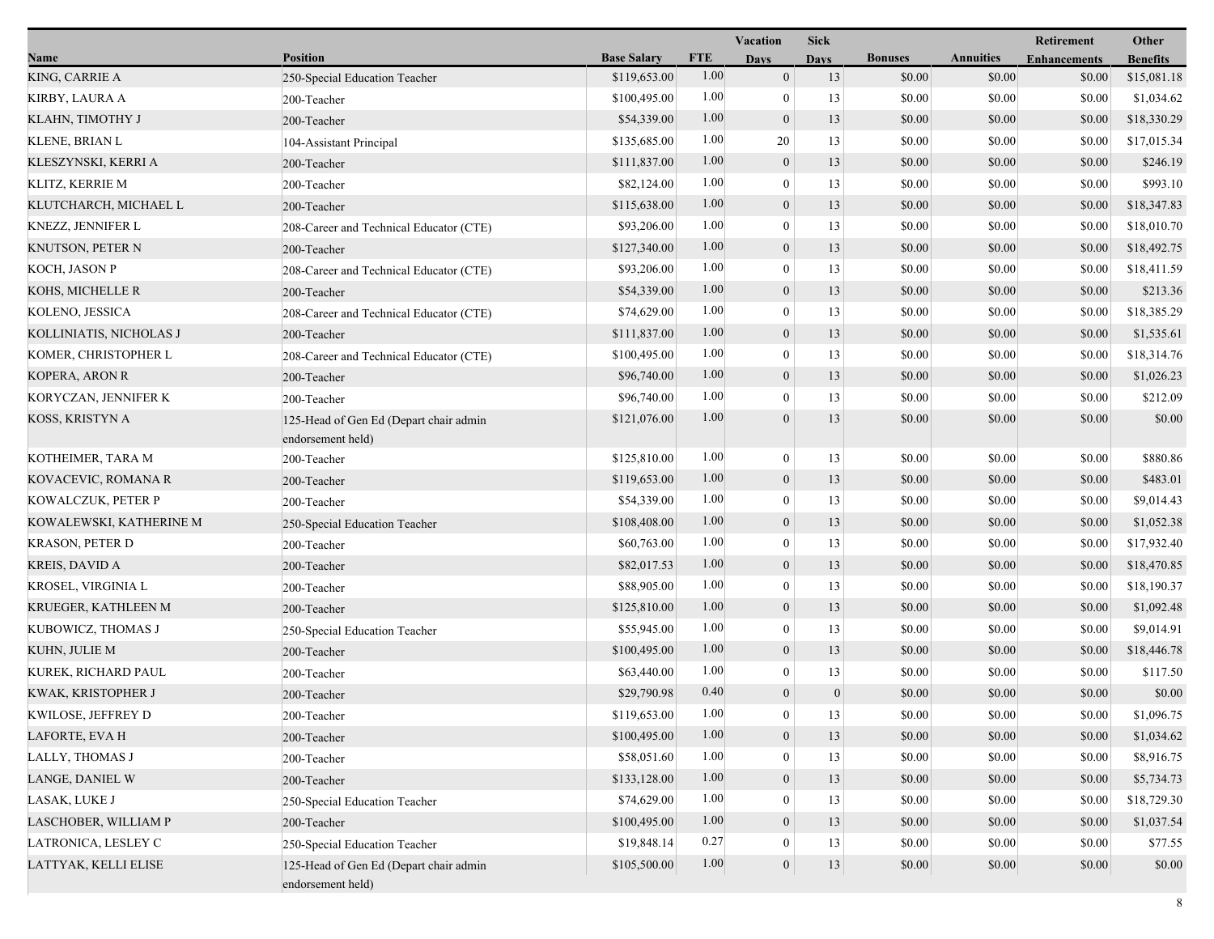| Name | Position | Base Salary | FTE | Vacation Days | Sick Days | Bonuses | Annuities | Retirement Enhancements | Other Benefits |
|---|---|---|---|---|---|---|---|---|---|
| KING, CARRIE A | 250-Special Education Teacher | $119,653.00 | 1.00 | 0 | 13 | $0.00 | $0.00 | $0.00 | $15,081.18 |
| KIRBY, LAURA A | 200-Teacher | $100,495.00 | 1.00 | 0 | 13 | $0.00 | $0.00 | $0.00 | $1,034.62 |
| KLAHN, TIMOTHY J | 200-Teacher | $54,339.00 | 1.00 | 0 | 13 | $0.00 | $0.00 | $0.00 | $18,330.29 |
| KLENE, BRIAN L | 104-Assistant Principal | $135,685.00 | 1.00 | 20 | 13 | $0.00 | $0.00 | $0.00 | $17,015.34 |
| KLESZYNSKI, KERRI A | 200-Teacher | $111,837.00 | 1.00 | 0 | 13 | $0.00 | $0.00 | $0.00 | $246.19 |
| KLITZ, KERRIE M | 200-Teacher | $82,124.00 | 1.00 | 0 | 13 | $0.00 | $0.00 | $0.00 | $993.10 |
| KLUTCHARCH, MICHAEL L | 200-Teacher | $115,638.00 | 1.00 | 0 | 13 | $0.00 | $0.00 | $0.00 | $18,347.83 |
| KNEZZ, JENNIFER L | 208-Career and Technical Educator (CTE) | $93,206.00 | 1.00 | 0 | 13 | $0.00 | $0.00 | $0.00 | $18,010.70 |
| KNUTSON, PETER N | 200-Teacher | $127,340.00 | 1.00 | 0 | 13 | $0.00 | $0.00 | $0.00 | $18,492.75 |
| KOCH, JASON P | 208-Career and Technical Educator (CTE) | $93,206.00 | 1.00 | 0 | 13 | $0.00 | $0.00 | $0.00 | $18,411.59 |
| KOHS, MICHELLE R | 200-Teacher | $54,339.00 | 1.00 | 0 | 13 | $0.00 | $0.00 | $0.00 | $213.36 |
| KOLENO, JESSICA | 208-Career and Technical Educator (CTE) | $74,629.00 | 1.00 | 0 | 13 | $0.00 | $0.00 | $0.00 | $18,385.29 |
| KOLLINIATIS, NICHOLAS J | 200-Teacher | $111,837.00 | 1.00 | 0 | 13 | $0.00 | $0.00 | $0.00 | $1,535.61 |
| KOMER, CHRISTOPHER L | 208-Career and Technical Educator (CTE) | $100,495.00 | 1.00 | 0 | 13 | $0.00 | $0.00 | $0.00 | $18,314.76 |
| KOPERA, ARON R | 200-Teacher | $96,740.00 | 1.00 | 0 | 13 | $0.00 | $0.00 | $0.00 | $1,026.23 |
| KORYCZAN, JENNIFER K | 200-Teacher | $96,740.00 | 1.00 | 0 | 13 | $0.00 | $0.00 | $0.00 | $212.09 |
| KOSS, KRISTYN A | 125-Head of Gen Ed (Depart chair admin endorsement held) | $121,076.00 | 1.00 | 0 | 13 | $0.00 | $0.00 | $0.00 | $0.00 |
| KOTHEIMER, TARA M | 200-Teacher | $125,810.00 | 1.00 | 0 | 13 | $0.00 | $0.00 | $0.00 | $880.86 |
| KOVACEVIC, ROMANA R | 200-Teacher | $119,653.00 | 1.00 | 0 | 13 | $0.00 | $0.00 | $0.00 | $483.01 |
| KOWALCZUK, PETER P | 200-Teacher | $54,339.00 | 1.00 | 0 | 13 | $0.00 | $0.00 | $0.00 | $9,014.43 |
| KOWALEWSKI, KATHERINE M | 250-Special Education Teacher | $108,408.00 | 1.00 | 0 | 13 | $0.00 | $0.00 | $0.00 | $1,052.38 |
| KRASON, PETER D | 200-Teacher | $60,763.00 | 1.00 | 0 | 13 | $0.00 | $0.00 | $0.00 | $17,932.40 |
| KREIS, DAVID A | 200-Teacher | $82,017.53 | 1.00 | 0 | 13 | $0.00 | $0.00 | $0.00 | $18,470.85 |
| KROSEL, VIRGINIA L | 200-Teacher | $88,905.00 | 1.00 | 0 | 13 | $0.00 | $0.00 | $0.00 | $18,190.37 |
| KRUEGER, KATHLEEN M | 200-Teacher | $125,810.00 | 1.00 | 0 | 13 | $0.00 | $0.00 | $0.00 | $1,092.48 |
| KUBOWICZ, THOMAS J | 250-Special Education Teacher | $55,945.00 | 1.00 | 0 | 13 | $0.00 | $0.00 | $0.00 | $9,014.91 |
| KUHN, JULIE M | 200-Teacher | $100,495.00 | 1.00 | 0 | 13 | $0.00 | $0.00 | $0.00 | $18,446.78 |
| KUREK, RICHARD PAUL | 200-Teacher | $63,440.00 | 1.00 | 0 | 13 | $0.00 | $0.00 | $0.00 | $117.50 |
| KWAK, KRISTOPHER J | 200-Teacher | $29,790.98 | 0.40 | 0 | 0 | $0.00 | $0.00 | $0.00 | $0.00 |
| KWILOSE, JEFFREY D | 200-Teacher | $119,653.00 | 1.00 | 0 | 13 | $0.00 | $0.00 | $0.00 | $1,096.75 |
| LAFORTE, EVA H | 200-Teacher | $100,495.00 | 1.00 | 0 | 13 | $0.00 | $0.00 | $0.00 | $1,034.62 |
| LALLY, THOMAS J | 200-Teacher | $58,051.60 | 1.00 | 0 | 13 | $0.00 | $0.00 | $0.00 | $8,916.75 |
| LANGE, DANIEL W | 200-Teacher | $133,128.00 | 1.00 | 0 | 13 | $0.00 | $0.00 | $0.00 | $5,734.73 |
| LASAK, LUKE J | 250-Special Education Teacher | $74,629.00 | 1.00 | 0 | 13 | $0.00 | $0.00 | $0.00 | $18,729.30 |
| LASCHOBER, WILLIAM P | 200-Teacher | $100,495.00 | 1.00 | 0 | 13 | $0.00 | $0.00 | $0.00 | $1,037.54 |
| LATRONICA, LESLEY C | 250-Special Education Teacher | $19,848.14 | 0.27 | 0 | 13 | $0.00 | $0.00 | $0.00 | $77.55 |
| LATTYAK, KELLI ELISE | 125-Head of Gen Ed (Depart chair admin endorsement held) | $105,500.00 | 1.00 | 0 | 13 | $0.00 | $0.00 | $0.00 | $0.00 |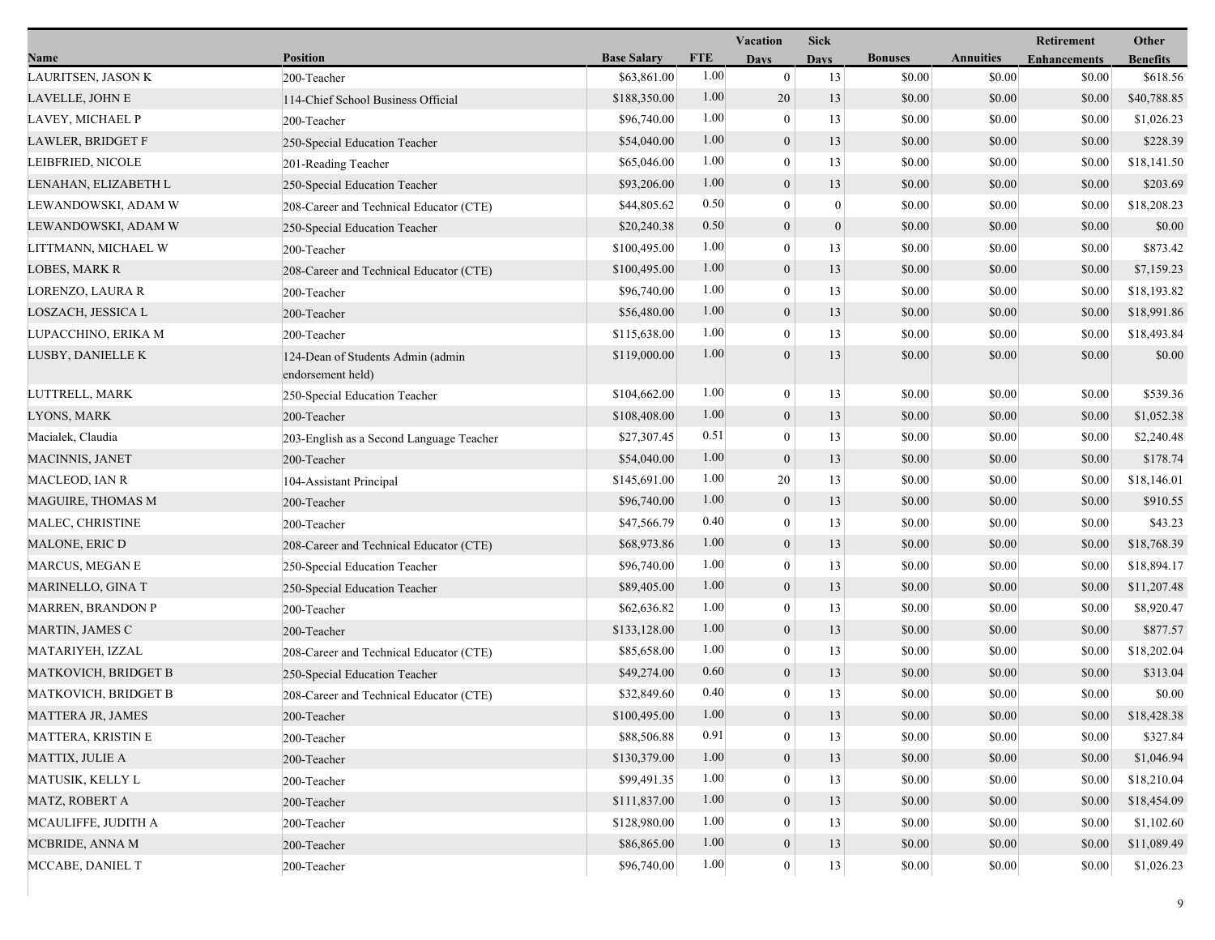| Name | Position | Base Salary | FTE | Vacation Days | Sick Days | Bonuses | Annuities | Retirement Enhancements | Other Benefits |
|---|---|---|---|---|---|---|---|---|---|
| LAURITSEN, JASON K | 200-Teacher | $63,861.00 | 1.00 | 0 | 13 | $0.00 | $0.00 | $0.00 | $618.56 |
| LAVELLE, JOHN E | 114-Chief School Business Official | $188,350.00 | 1.00 | 20 | 13 | $0.00 | $0.00 | $0.00 | $40,788.85 |
| LAVEY, MICHAEL P | 200-Teacher | $96,740.00 | 1.00 | 0 | 13 | $0.00 | $0.00 | $0.00 | $1,026.23 |
| LAWLER, BRIDGET F | 250-Special Education Teacher | $54,040.00 | 1.00 | 0 | 13 | $0.00 | $0.00 | $0.00 | $228.39 |
| LEIBFRIED, NICOLE | 201-Reading Teacher | $65,046.00 | 1.00 | 0 | 13 | $0.00 | $0.00 | $0.00 | $18,141.50 |
| LENAHAN, ELIZABETH L | 250-Special Education Teacher | $93,206.00 | 1.00 | 0 | 13 | $0.00 | $0.00 | $0.00 | $203.69 |
| LEWANDOWSKI, ADAM W | 208-Career and Technical Educator (CTE) | $44,805.62 | 0.50 | 0 | 0 | $0.00 | $0.00 | $0.00 | $18,208.23 |
| LEWANDOWSKI, ADAM W | 250-Special Education Teacher | $20,240.38 | 0.50 | 0 | 0 | $0.00 | $0.00 | $0.00 | $0.00 |
| LITTMANN, MICHAEL W | 200-Teacher | $100,495.00 | 1.00 | 0 | 13 | $0.00 | $0.00 | $0.00 | $873.42 |
| LOBES, MARK R | 208-Career and Technical Educator (CTE) | $100,495.00 | 1.00 | 0 | 13 | $0.00 | $0.00 | $0.00 | $7,159.23 |
| LORENZO, LAURA R | 200-Teacher | $96,740.00 | 1.00 | 0 | 13 | $0.00 | $0.00 | $0.00 | $18,193.82 |
| LOSZACH, JESSICA L | 200-Teacher | $56,480.00 | 1.00 | 0 | 13 | $0.00 | $0.00 | $0.00 | $18,991.86 |
| LUPACCHINO, ERIKA M | 200-Teacher | $115,638.00 | 1.00 | 0 | 13 | $0.00 | $0.00 | $0.00 | $18,493.84 |
| LUSBY, DANIELLE K | 124-Dean of Students Admin (admin endorsement held) | $119,000.00 | 1.00 | 0 | 13 | $0.00 | $0.00 | $0.00 | $0.00 |
| LUTTRELL, MARK | 250-Special Education Teacher | $104,662.00 | 1.00 | 0 | 13 | $0.00 | $0.00 | $0.00 | $539.36 |
| LYONS, MARK | 200-Teacher | $108,408.00 | 1.00 | 0 | 13 | $0.00 | $0.00 | $0.00 | $1,052.38 |
| Macialek, Claudia | 203-English as a Second Language Teacher | $27,307.45 | 0.51 | 0 | 13 | $0.00 | $0.00 | $0.00 | $2,240.48 |
| MACINNIS, JANET | 200-Teacher | $54,040.00 | 1.00 | 0 | 13 | $0.00 | $0.00 | $0.00 | $178.74 |
| MACLEOD, IAN R | 104-Assistant Principal | $145,691.00 | 1.00 | 20 | 13 | $0.00 | $0.00 | $0.00 | $18,146.01 |
| MAGUIRE, THOMAS M | 200-Teacher | $96,740.00 | 1.00 | 0 | 13 | $0.00 | $0.00 | $0.00 | $910.55 |
| MALEC, CHRISTINE | 200-Teacher | $47,566.79 | 0.40 | 0 | 13 | $0.00 | $0.00 | $0.00 | $43.23 |
| MALONE, ERIC D | 208-Career and Technical Educator (CTE) | $68,973.86 | 1.00 | 0 | 13 | $0.00 | $0.00 | $0.00 | $18,768.39 |
| MARCUS, MEGAN E | 250-Special Education Teacher | $96,740.00 | 1.00 | 0 | 13 | $0.00 | $0.00 | $0.00 | $18,894.17 |
| MARINELLO, GINA T | 250-Special Education Teacher | $89,405.00 | 1.00 | 0 | 13 | $0.00 | $0.00 | $0.00 | $11,207.48 |
| MARREN, BRANDON P | 200-Teacher | $62,636.82 | 1.00 | 0 | 13 | $0.00 | $0.00 | $0.00 | $8,920.47 |
| MARTIN, JAMES C | 200-Teacher | $133,128.00 | 1.00 | 0 | 13 | $0.00 | $0.00 | $0.00 | $877.57 |
| MATARIYEH, IZZAL | 208-Career and Technical Educator (CTE) | $85,658.00 | 1.00 | 0 | 13 | $0.00 | $0.00 | $0.00 | $18,202.04 |
| MATKOVICH, BRIDGET B | 250-Special Education Teacher | $49,274.00 | 0.60 | 0 | 13 | $0.00 | $0.00 | $0.00 | $313.04 |
| MATKOVICH, BRIDGET B | 208-Career and Technical Educator (CTE) | $32,849.60 | 0.40 | 0 | 13 | $0.00 | $0.00 | $0.00 | $0.00 |
| MATTERA JR, JAMES | 200-Teacher | $100,495.00 | 1.00 | 0 | 13 | $0.00 | $0.00 | $0.00 | $18,428.38 |
| MATTERA, KRISTIN E | 200-Teacher | $88,506.88 | 0.91 | 0 | 13 | $0.00 | $0.00 | $0.00 | $327.84 |
| MATTIX, JULIE A | 200-Teacher | $130,379.00 | 1.00 | 0 | 13 | $0.00 | $0.00 | $0.00 | $1,046.94 |
| MATUSIK, KELLY L | 200-Teacher | $99,491.35 | 1.00 | 0 | 13 | $0.00 | $0.00 | $0.00 | $18,210.04 |
| MATZ, ROBERT A | 200-Teacher | $111,837.00 | 1.00 | 0 | 13 | $0.00 | $0.00 | $0.00 | $18,454.09 |
| MCAULIFFE, JUDITH A | 200-Teacher | $128,980.00 | 1.00 | 0 | 13 | $0.00 | $0.00 | $0.00 | $1,102.60 |
| MCBRIDE, ANNA M | 200-Teacher | $86,865.00 | 1.00 | 0 | 13 | $0.00 | $0.00 | $0.00 | $11,089.49 |
| MCCABE, DANIEL T | 200-Teacher | $96,740.00 | 1.00 | 0 | 13 | $0.00 | $0.00 | $0.00 | $1,026.23 |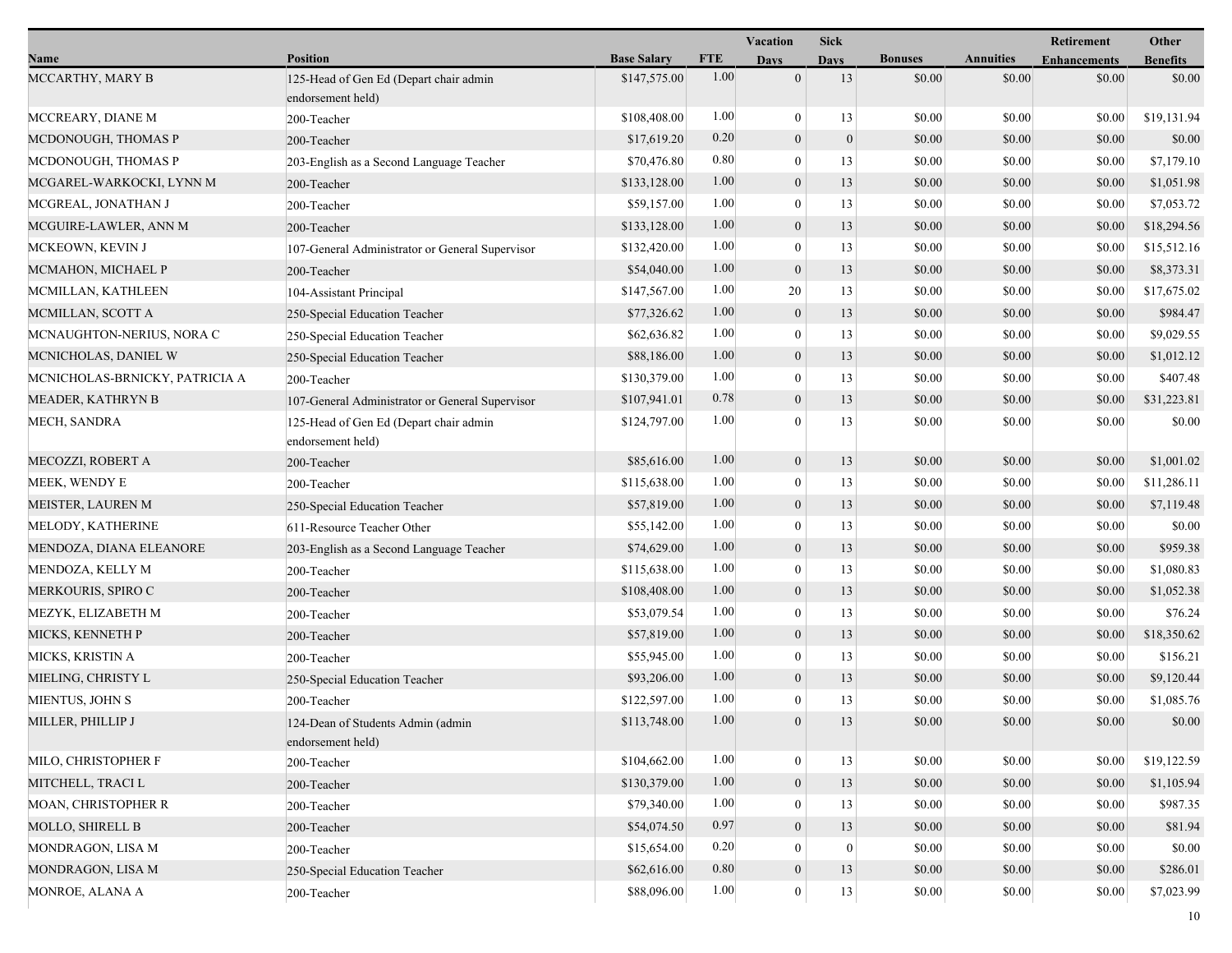| Name | Position | Base Salary | FTE | Vacation Days | Sick Days | Bonuses | Annuities | Retirement Enhancements | Other Benefits |
|---|---|---|---|---|---|---|---|---|---|
| MCCARTHY, MARY B | 125-Head of Gen Ed (Depart chair admin endorsement held) | $147,575.00 | 1.00 | 0 | 13 | $0.00 | $0.00 | $0.00 | $0.00 |
| MCCREARY, DIANE M | 200-Teacher | $108,408.00 | 1.00 | 0 | 13 | $0.00 | $0.00 | $0.00 | $19,131.94 |
| MCDONOUGH, THOMAS P | 200-Teacher | $17,619.20 | 0.20 | 0 | 0 | $0.00 | $0.00 | $0.00 | $0.00 |
| MCDONOUGH, THOMAS P | 203-English as a Second Language Teacher | $70,476.80 | 0.80 | 0 | 13 | $0.00 | $0.00 | $0.00 | $7,179.10 |
| MCGAREL-WARKOCKI, LYNN M | 200-Teacher | $133,128.00 | 1.00 | 0 | 13 | $0.00 | $0.00 | $0.00 | $1,051.98 |
| MCGREAL, JONATHAN J | 200-Teacher | $59,157.00 | 1.00 | 0 | 13 | $0.00 | $0.00 | $0.00 | $7,053.72 |
| MCGUIRE-LAWLER, ANN M | 200-Teacher | $133,128.00 | 1.00 | 0 | 13 | $0.00 | $0.00 | $0.00 | $18,294.56 |
| MCKEOWN, KEVIN J | 107-General Administrator or General Supervisor | $132,420.00 | 1.00 | 0 | 13 | $0.00 | $0.00 | $0.00 | $15,512.16 |
| MCMAHON, MICHAEL P | 200-Teacher | $54,040.00 | 1.00 | 0 | 13 | $0.00 | $0.00 | $0.00 | $8,373.31 |
| MCMILLAN, KATHLEEN | 104-Assistant Principal | $147,567.00 | 1.00 | 20 | 13 | $0.00 | $0.00 | $0.00 | $17,675.02 |
| MCMILLAN, SCOTT A | 250-Special Education Teacher | $77,326.62 | 1.00 | 0 | 13 | $0.00 | $0.00 | $0.00 | $984.47 |
| MCNAUGHTON-NERIUS, NORA C | 250-Special Education Teacher | $62,636.82 | 1.00 | 0 | 13 | $0.00 | $0.00 | $0.00 | $9,029.55 |
| MCNICHOLAS, DANIEL W | 250-Special Education Teacher | $88,186.00 | 1.00 | 0 | 13 | $0.00 | $0.00 | $0.00 | $1,012.12 |
| MCNICHOLAS-BRNICKY, PATRICIA A | 200-Teacher | $130,379.00 | 1.00 | 0 | 13 | $0.00 | $0.00 | $0.00 | $407.48 |
| MEADER, KATHRYN B | 107-General Administrator or General Supervisor | $107,941.01 | 0.78 | 0 | 13 | $0.00 | $0.00 | $0.00 | $31,223.81 |
| MECH, SANDRA | 125-Head of Gen Ed (Depart chair admin endorsement held) | $124,797.00 | 1.00 | 0 | 13 | $0.00 | $0.00 | $0.00 | $0.00 |
| MECOZZI, ROBERT A | 200-Teacher | $85,616.00 | 1.00 | 0 | 13 | $0.00 | $0.00 | $0.00 | $1,001.02 |
| MEEK, WENDY E | 200-Teacher | $115,638.00 | 1.00 | 0 | 13 | $0.00 | $0.00 | $0.00 | $11,286.11 |
| MEISTER, LAUREN M | 250-Special Education Teacher | $57,819.00 | 1.00 | 0 | 13 | $0.00 | $0.00 | $0.00 | $7,119.48 |
| MELODY, KATHERINE | 611-Resource Teacher Other | $55,142.00 | 1.00 | 0 | 13 | $0.00 | $0.00 | $0.00 | $0.00 |
| MENDOZA, DIANA ELEANORE | 203-English as a Second Language Teacher | $74,629.00 | 1.00 | 0 | 13 | $0.00 | $0.00 | $0.00 | $959.38 |
| MENDOZA, KELLY M | 200-Teacher | $115,638.00 | 1.00 | 0 | 13 | $0.00 | $0.00 | $0.00 | $1,080.83 |
| MERKOURIS, SPIRO C | 200-Teacher | $108,408.00 | 1.00 | 0 | 13 | $0.00 | $0.00 | $0.00 | $1,052.38 |
| MEZYK, ELIZABETH M | 200-Teacher | $53,079.54 | 1.00 | 0 | 13 | $0.00 | $0.00 | $0.00 | $76.24 |
| MICKS, KENNETH P | 200-Teacher | $57,819.00 | 1.00 | 0 | 13 | $0.00 | $0.00 | $0.00 | $18,350.62 |
| MICKS, KRISTIN A | 200-Teacher | $55,945.00 | 1.00 | 0 | 13 | $0.00 | $0.00 | $0.00 | $156.21 |
| MIELING, CHRISTY L | 250-Special Education Teacher | $93,206.00 | 1.00 | 0 | 13 | $0.00 | $0.00 | $0.00 | $9,120.44 |
| MIENTUS, JOHN S | 200-Teacher | $122,597.00 | 1.00 | 0 | 13 | $0.00 | $0.00 | $0.00 | $1,085.76 |
| MILLER, PHILLIP J | 124-Dean of Students Admin (admin endorsement held) | $113,748.00 | 1.00 | 0 | 13 | $0.00 | $0.00 | $0.00 | $0.00 |
| MILO, CHRISTOPHER F | 200-Teacher | $104,662.00 | 1.00 | 0 | 13 | $0.00 | $0.00 | $0.00 | $19,122.59 |
| MITCHELL, TRACI L | 200-Teacher | $130,379.00 | 1.00 | 0 | 13 | $0.00 | $0.00 | $0.00 | $1,105.94 |
| MOAN, CHRISTOPHER R | 200-Teacher | $79,340.00 | 1.00 | 0 | 13 | $0.00 | $0.00 | $0.00 | $987.35 |
| MOLLO, SHIRELL B | 200-Teacher | $54,074.50 | 0.97 | 0 | 13 | $0.00 | $0.00 | $0.00 | $81.94 |
| MONDRAGON, LISA M | 200-Teacher | $15,654.00 | 0.20 | 0 | 0 | $0.00 | $0.00 | $0.00 | $0.00 |
| MONDRAGON, LISA M | 250-Special Education Teacher | $62,616.00 | 0.80 | 0 | 13 | $0.00 | $0.00 | $0.00 | $286.01 |
| MONROE, ALANA A | 200-Teacher | $88,096.00 | 1.00 | 0 | 13 | $0.00 | $0.00 | $0.00 | $7,023.99 |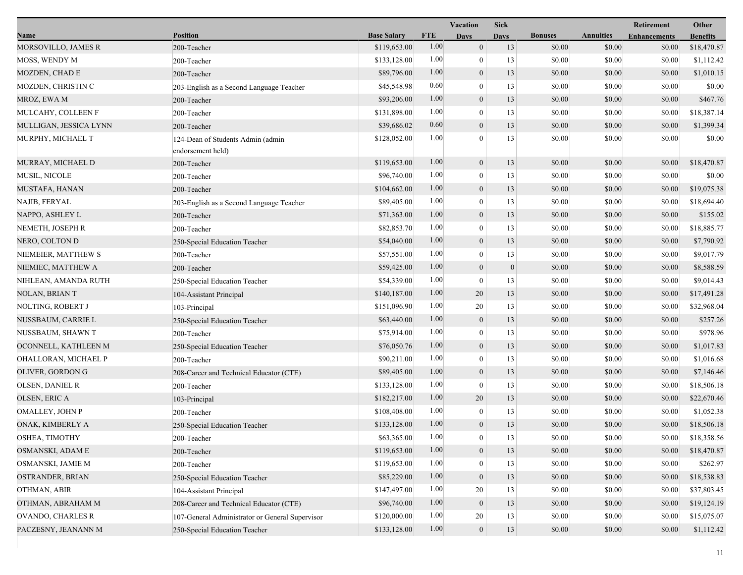| Name | Position | Base Salary | FTE | Vacation Days | Sick Days | Bonuses | Annuities | Retirement Enhancements | Other Benefits |
|---|---|---|---|---|---|---|---|---|---|
| MORSOVILLO, JAMES R | 200-Teacher | $119,653.00 | 1.00 | 0 | 13 | $0.00 | $0.00 | $0.00 | $18,470.87 |
| MOSS, WENDY M | 200-Teacher | $133,128.00 | 1.00 | 0 | 13 | $0.00 | $0.00 | $0.00 | $1,112.42 |
| MOZDEN, CHAD E | 200-Teacher | $89,796.00 | 1.00 | 0 | 13 | $0.00 | $0.00 | $0.00 | $1,010.15 |
| MOZDEN, CHRISTIN C | 203-English as a Second Language Teacher | $45,548.98 | 0.60 | 0 | 13 | $0.00 | $0.00 | $0.00 | $0.00 |
| MROZ, EWA M | 200-Teacher | $93,206.00 | 1.00 | 0 | 13 | $0.00 | $0.00 | $0.00 | $467.76 |
| MULCAHY, COLLEEN F | 200-Teacher | $131,898.00 | 1.00 | 0 | 13 | $0.00 | $0.00 | $0.00 | $18,387.14 |
| MULLIGAN, JESSICA LYNN | 200-Teacher | $39,686.02 | 0.60 | 0 | 13 | $0.00 | $0.00 | $0.00 | $1,399.34 |
| MURPHY, MICHAEL T | 124-Dean of Students Admin (admin endorsement held) | $128,052.00 | 1.00 | 0 | 13 | $0.00 | $0.00 | $0.00 | $0.00 |
| MURRAY, MICHAEL D | 200-Teacher | $119,653.00 | 1.00 | 0 | 13 | $0.00 | $0.00 | $0.00 | $18,470.87 |
| MUSIL, NICOLE | 200-Teacher | $96,740.00 | 1.00 | 0 | 13 | $0.00 | $0.00 | $0.00 | $0.00 |
| MUSTAFA, HANAN | 200-Teacher | $104,662.00 | 1.00 | 0 | 13 | $0.00 | $0.00 | $0.00 | $19,075.38 |
| NAJIB, FERYAL | 203-English as a Second Language Teacher | $89,405.00 | 1.00 | 0 | 13 | $0.00 | $0.00 | $0.00 | $18,694.40 |
| NAPPO, ASHLEY L | 200-Teacher | $71,363.00 | 1.00 | 0 | 13 | $0.00 | $0.00 | $0.00 | $155.02 |
| NEMETH, JOSEPH R | 200-Teacher | $82,853.70 | 1.00 | 0 | 13 | $0.00 | $0.00 | $0.00 | $18,885.77 |
| NERO, COLTON D | 250-Special Education Teacher | $54,040.00 | 1.00 | 0 | 13 | $0.00 | $0.00 | $0.00 | $7,790.92 |
| NIEMEIER, MATTHEW S | 200-Teacher | $57,551.00 | 1.00 | 0 | 13 | $0.00 | $0.00 | $0.00 | $9,017.79 |
| NIEMIEC, MATTHEW A | 200-Teacher | $59,425.00 | 1.00 | 0 | 0 | $0.00 | $0.00 | $0.00 | $8,588.59 |
| NIHLEAN, AMANDA RUTH | 250-Special Education Teacher | $54,339.00 | 1.00 | 0 | 13 | $0.00 | $0.00 | $0.00 | $9,014.43 |
| NOLAN, BRIAN T | 104-Assistant Principal | $140,187.00 | 1.00 | 20 | 13 | $0.00 | $0.00 | $0.00 | $17,491.28 |
| NOLTING, ROBERT J | 103-Principal | $151,096.90 | 1.00 | 20 | 13 | $0.00 | $0.00 | $0.00 | $32,968.04 |
| NUSSBAUM, CARRIE L | 250-Special Education Teacher | $63,440.00 | 1.00 | 0 | 13 | $0.00 | $0.00 | $0.00 | $257.26 |
| NUSSBAUM, SHAWN T | 200-Teacher | $75,914.00 | 1.00 | 0 | 13 | $0.00 | $0.00 | $0.00 | $978.96 |
| OCONNELL, KATHLEEN M | 250-Special Education Teacher | $76,050.76 | 1.00 | 0 | 13 | $0.00 | $0.00 | $0.00 | $1,017.83 |
| OHALLORAN, MICHAEL P | 200-Teacher | $90,211.00 | 1.00 | 0 | 13 | $0.00 | $0.00 | $0.00 | $1,016.68 |
| OLIVER, GORDON G | 208-Career and Technical Educator (CTE) | $89,405.00 | 1.00 | 0 | 13 | $0.00 | $0.00 | $0.00 | $7,146.46 |
| OLSEN, DANIEL R | 200-Teacher | $133,128.00 | 1.00 | 0 | 13 | $0.00 | $0.00 | $0.00 | $18,506.18 |
| OLSEN, ERIC A | 103-Principal | $182,217.00 | 1.00 | 20 | 13 | $0.00 | $0.00 | $0.00 | $22,670.46 |
| OMALLEY, JOHN P | 200-Teacher | $108,408.00 | 1.00 | 0 | 13 | $0.00 | $0.00 | $0.00 | $1,052.38 |
| ONAK, KIMBERLY A | 250-Special Education Teacher | $133,128.00 | 1.00 | 0 | 13 | $0.00 | $0.00 | $0.00 | $18,506.18 |
| OSHEA, TIMOTHY | 200-Teacher | $63,365.00 | 1.00 | 0 | 13 | $0.00 | $0.00 | $0.00 | $18,358.56 |
| OSMANSKI, ADAM E | 200-Teacher | $119,653.00 | 1.00 | 0 | 13 | $0.00 | $0.00 | $0.00 | $18,470.87 |
| OSMANSKI, JAMIE M | 200-Teacher | $119,653.00 | 1.00 | 0 | 13 | $0.00 | $0.00 | $0.00 | $262.97 |
| OSTRANDER, BRIAN | 250-Special Education Teacher | $85,229.00 | 1.00 | 0 | 13 | $0.00 | $0.00 | $0.00 | $18,538.83 |
| OTHMAN, ABIR | 104-Assistant Principal | $147,497.00 | 1.00 | 20 | 13 | $0.00 | $0.00 | $0.00 | $37,803.45 |
| OTHMAN, ABRAHAM M | 208-Career and Technical Educator (CTE) | $96,740.00 | 1.00 | 0 | 13 | $0.00 | $0.00 | $0.00 | $19,124.19 |
| OVANDO, CHARLES R | 107-General Administrator or General Supervisor | $120,000.00 | 1.00 | 20 | 13 | $0.00 | $0.00 | $0.00 | $15,075.07 |
| PACZESNY, JEANANN M | 250-Special Education Teacher | $133,128.00 | 1.00 | 0 | 13 | $0.00 | $0.00 | $0.00 | $1,112.42 |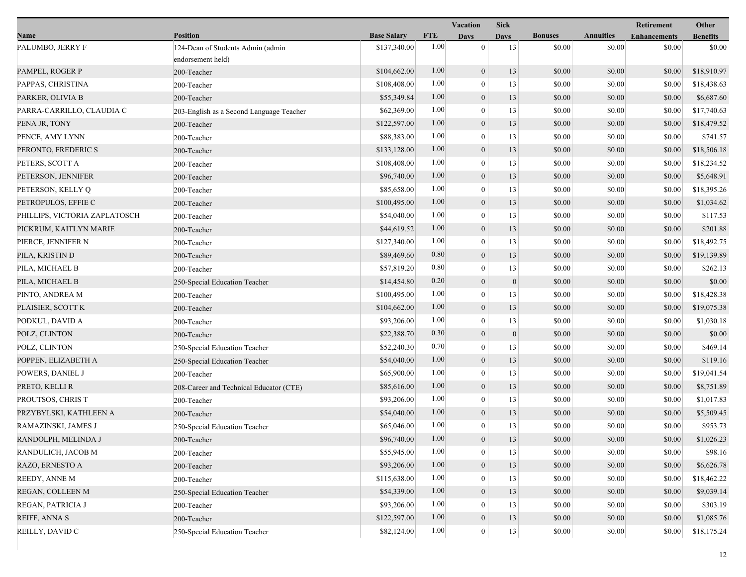| Name | Position | Base Salary | FTE | Vacation Days | Sick Days | Bonuses | Annuities | Retirement Enhancements | Other Benefits |
|---|---|---|---|---|---|---|---|---|---|
| PALUMBO, JERRY F | 124-Dean of Students Admin (admin endorsement held) | $137,340.00 | 1.00 | 0 | 13 | $0.00 | $0.00 | $0.00 | $0.00 |
| PAMPEL, ROGER P | 200-Teacher | $104,662.00 | 1.00 | 0 | 13 | $0.00 | $0.00 | $0.00 | $18,910.97 |
| PAPPAS, CHRISTINA | 200-Teacher | $108,408.00 | 1.00 | 0 | 13 | $0.00 | $0.00 | $0.00 | $18,438.63 |
| PARKER, OLIVIA B | 200-Teacher | $55,349.84 | 1.00 | 0 | 13 | $0.00 | $0.00 | $0.00 | $6,687.60 |
| PARRA-CARRILLO, CLAUDIA C | 203-English as a Second Language Teacher | $62,369.00 | 1.00 | 0 | 13 | $0.00 | $0.00 | $0.00 | $17,740.63 |
| PENA JR, TONY | 200-Teacher | $122,597.00 | 1.00 | 0 | 13 | $0.00 | $0.00 | $0.00 | $18,479.52 |
| PENCE, AMY LYNN | 200-Teacher | $88,383.00 | 1.00 | 0 | 13 | $0.00 | $0.00 | $0.00 | $741.57 |
| PERONTO, FREDERIC S | 200-Teacher | $133,128.00 | 1.00 | 0 | 13 | $0.00 | $0.00 | $0.00 | $18,506.18 |
| PETERS, SCOTT A | 200-Teacher | $108,408.00 | 1.00 | 0 | 13 | $0.00 | $0.00 | $0.00 | $18,234.52 |
| PETERSON, JENNIFER | 200-Teacher | $96,740.00 | 1.00 | 0 | 13 | $0.00 | $0.00 | $0.00 | $5,648.91 |
| PETERSON, KELLY Q | 200-Teacher | $85,658.00 | 1.00 | 0 | 13 | $0.00 | $0.00 | $0.00 | $18,395.26 |
| PETROPULOS, EFFIE C | 200-Teacher | $100,495.00 | 1.00 | 0 | 13 | $0.00 | $0.00 | $0.00 | $1,034.62 |
| PHILLIPS, VICTORIA ZAPLATOSCH | 200-Teacher | $54,040.00 | 1.00 | 0 | 13 | $0.00 | $0.00 | $0.00 | $117.53 |
| PICKRUM, KAITLYN MARIE | 200-Teacher | $44,619.52 | 1.00 | 0 | 13 | $0.00 | $0.00 | $0.00 | $201.88 |
| PIERCE, JENNIFER N | 200-Teacher | $127,340.00 | 1.00 | 0 | 13 | $0.00 | $0.00 | $0.00 | $18,492.75 |
| PILA, KRISTIN D | 200-Teacher | $89,469.60 | 0.80 | 0 | 13 | $0.00 | $0.00 | $0.00 | $19,139.89 |
| PILA, MICHAEL B | 200-Teacher | $57,819.20 | 0.80 | 0 | 13 | $0.00 | $0.00 | $0.00 | $262.13 |
| PILA, MICHAEL B | 250-Special Education Teacher | $14,454.80 | 0.20 | 0 | 0 | $0.00 | $0.00 | $0.00 | $0.00 |
| PINTO, ANDREA M | 200-Teacher | $100,495.00 | 1.00 | 0 | 13 | $0.00 | $0.00 | $0.00 | $18,428.38 |
| PLAISIER, SCOTT K | 200-Teacher | $104,662.00 | 1.00 | 0 | 13 | $0.00 | $0.00 | $0.00 | $19,075.38 |
| PODKUL, DAVID A | 200-Teacher | $93,206.00 | 1.00 | 0 | 13 | $0.00 | $0.00 | $0.00 | $1,030.18 |
| POLZ, CLINTON | 200-Teacher | $22,388.70 | 0.30 | 0 | 0 | $0.00 | $0.00 | $0.00 | $0.00 |
| POLZ, CLINTON | 250-Special Education Teacher | $52,240.30 | 0.70 | 0 | 13 | $0.00 | $0.00 | $0.00 | $469.14 |
| POPPEN, ELIZABETH A | 250-Special Education Teacher | $54,040.00 | 1.00 | 0 | 13 | $0.00 | $0.00 | $0.00 | $119.16 |
| POWERS, DANIEL J | 200-Teacher | $65,900.00 | 1.00 | 0 | 13 | $0.00 | $0.00 | $0.00 | $19,041.54 |
| PRETO, KELLI R | 208-Career and Technical Educator (CTE) | $85,616.00 | 1.00 | 0 | 13 | $0.00 | $0.00 | $0.00 | $8,751.89 |
| PROUTSOS, CHRIS T | 200-Teacher | $93,206.00 | 1.00 | 0 | 13 | $0.00 | $0.00 | $0.00 | $1,017.83 |
| PRZYBYLSKI, KATHLEEN A | 200-Teacher | $54,040.00 | 1.00 | 0 | 13 | $0.00 | $0.00 | $0.00 | $5,509.45 |
| RAMAZINSKI, JAMES J | 250-Special Education Teacher | $65,046.00 | 1.00 | 0 | 13 | $0.00 | $0.00 | $0.00 | $953.73 |
| RANDOLPH, MELINDA J | 200-Teacher | $96,740.00 | 1.00 | 0 | 13 | $0.00 | $0.00 | $0.00 | $1,026.23 |
| RANDULICH, JACOB M | 200-Teacher | $55,945.00 | 1.00 | 0 | 13 | $0.00 | $0.00 | $0.00 | $98.16 |
| RAZO, ERNESTO A | 200-Teacher | $93,206.00 | 1.00 | 0 | 13 | $0.00 | $0.00 | $0.00 | $6,626.78 |
| REEDY, ANNE M | 200-Teacher | $115,638.00 | 1.00 | 0 | 13 | $0.00 | $0.00 | $0.00 | $18,462.22 |
| REGAN, COLLEEN M | 250-Special Education Teacher | $54,339.00 | 1.00 | 0 | 13 | $0.00 | $0.00 | $0.00 | $9,039.14 |
| REGAN, PATRICIA J | 200-Teacher | $93,206.00 | 1.00 | 0 | 13 | $0.00 | $0.00 | $0.00 | $303.19 |
| REIFF, ANNA S | 200-Teacher | $122,597.00 | 1.00 | 0 | 13 | $0.00 | $0.00 | $0.00 | $1,085.76 |
| REILLY, DAVID C | 250-Special Education Teacher | $82,124.00 | 1.00 | 0 | 13 | $0.00 | $0.00 | $0.00 | $18,175.24 |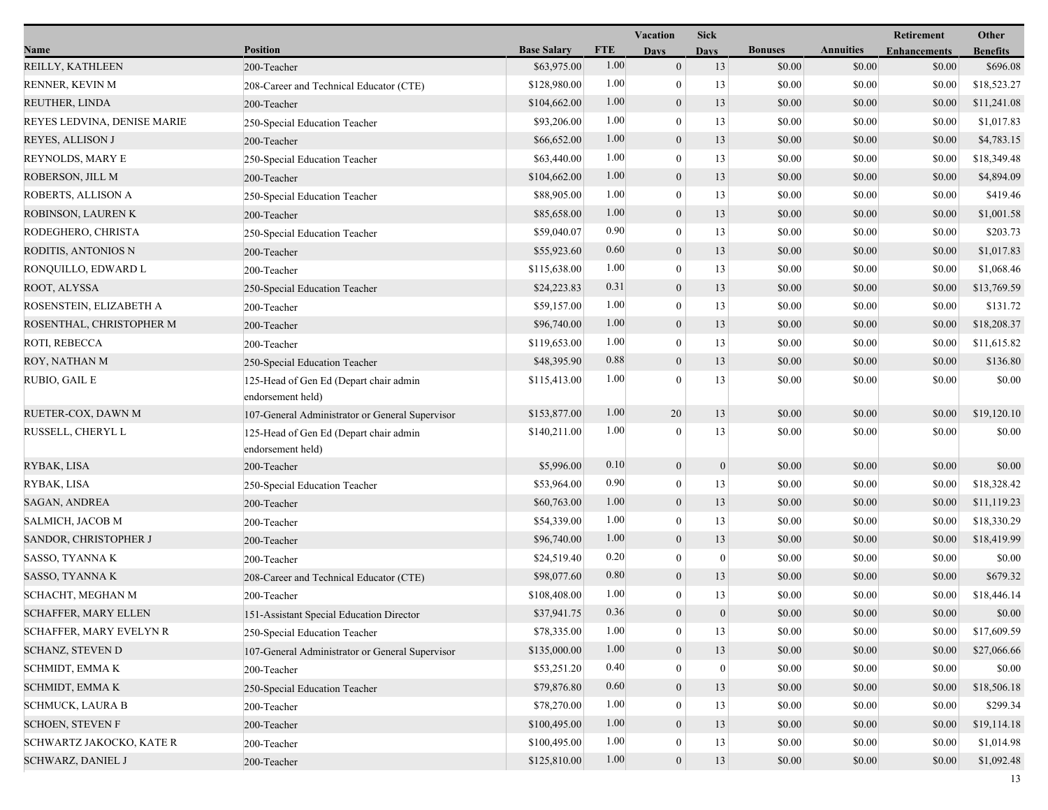| Name | Position | Base Salary | FTE | Vacation Days | Sick Days | Bonuses | Annuities | Retirement Enhancements | Other Benefits |
|---|---|---|---|---|---|---|---|---|---|
| REILLY, KATHLEEN | 200-Teacher | $63,975.00 | 1.00 | 0 | 13 | $0.00 | $0.00 | $0.00 | $696.08 |
| RENNER, KEVIN M | 208-Career and Technical Educator (CTE) | $128,980.00 | 1.00 | 0 | 13 | $0.00 | $0.00 | $0.00 | $18,523.27 |
| REUTHER, LINDA | 200-Teacher | $104,662.00 | 1.00 | 0 | 13 | $0.00 | $0.00 | $0.00 | $11,241.08 |
| REYES LEDVINA, DENISE MARIE | 250-Special Education Teacher | $93,206.00 | 1.00 | 0 | 13 | $0.00 | $0.00 | $0.00 | $1,017.83 |
| REYES, ALLISON J | 200-Teacher | $66,652.00 | 1.00 | 0 | 13 | $0.00 | $0.00 | $0.00 | $4,783.15 |
| REYNOLDS, MARY E | 250-Special Education Teacher | $63,440.00 | 1.00 | 0 | 13 | $0.00 | $0.00 | $0.00 | $18,349.48 |
| ROBERSON, JILL M | 200-Teacher | $104,662.00 | 1.00 | 0 | 13 | $0.00 | $0.00 | $0.00 | $4,894.09 |
| ROBERTS, ALLISON A | 250-Special Education Teacher | $88,905.00 | 1.00 | 0 | 13 | $0.00 | $0.00 | $0.00 | $419.46 |
| ROBINSON, LAUREN K | 200-Teacher | $85,658.00 | 1.00 | 0 | 13 | $0.00 | $0.00 | $0.00 | $1,001.58 |
| RODEGHERO, CHRISTA | 250-Special Education Teacher | $59,040.07 | 0.90 | 0 | 13 | $0.00 | $0.00 | $0.00 | $203.73 |
| RODITIS, ANTONIOS N | 200-Teacher | $55,923.60 | 0.60 | 0 | 13 | $0.00 | $0.00 | $0.00 | $1,017.83 |
| RONQUILLO, EDWARD L | 200-Teacher | $115,638.00 | 1.00 | 0 | 13 | $0.00 | $0.00 | $0.00 | $1,068.46 |
| ROOT, ALYSSA | 250-Special Education Teacher | $24,223.83 | 0.31 | 0 | 13 | $0.00 | $0.00 | $0.00 | $13,769.59 |
| ROSENSTEIN, ELIZABETH A | 200-Teacher | $59,157.00 | 1.00 | 0 | 13 | $0.00 | $0.00 | $0.00 | $131.72 |
| ROSENTHAL, CHRISTOPHER M | 200-Teacher | $96,740.00 | 1.00 | 0 | 13 | $0.00 | $0.00 | $0.00 | $18,208.37 |
| ROTI, REBECCA | 200-Teacher | $119,653.00 | 1.00 | 0 | 13 | $0.00 | $0.00 | $0.00 | $11,615.82 |
| ROY, NATHAN M | 250-Special Education Teacher | $48,395.90 | 0.88 | 0 | 13 | $0.00 | $0.00 | $0.00 | $136.80 |
| RUBIO, GAIL E | 125-Head of Gen Ed (Depart chair admin endorsement held) | $115,413.00 | 1.00 | 0 | 13 | $0.00 | $0.00 | $0.00 | $0.00 |
| RUETER-COX, DAWN M | 107-General Administrator or General Supervisor | $153,877.00 | 1.00 | 20 | 13 | $0.00 | $0.00 | $0.00 | $19,120.10 |
| RUSSELL, CHERYL L | 125-Head of Gen Ed (Depart chair admin endorsement held) | $140,211.00 | 1.00 | 0 | 13 | $0.00 | $0.00 | $0.00 | $0.00 |
| RYBAK, LISA | 200-Teacher | $5,996.00 | 0.10 | 0 | 0 | $0.00 | $0.00 | $0.00 | $0.00 |
| RYBAK, LISA | 250-Special Education Teacher | $53,964.00 | 0.90 | 0 | 13 | $0.00 | $0.00 | $0.00 | $18,328.42 |
| SAGAN, ANDREA | 200-Teacher | $60,763.00 | 1.00 | 0 | 13 | $0.00 | $0.00 | $0.00 | $11,119.23 |
| SALMICH, JACOB M | 200-Teacher | $54,339.00 | 1.00 | 0 | 13 | $0.00 | $0.00 | $0.00 | $18,330.29 |
| SANDOR, CHRISTOPHER J | 200-Teacher | $96,740.00 | 1.00 | 0 | 13 | $0.00 | $0.00 | $0.00 | $18,419.99 |
| SASSO, TYANNA K | 200-Teacher | $24,519.40 | 0.20 | 0 | 0 | $0.00 | $0.00 | $0.00 | $0.00 |
| SASSO, TYANNA K | 208-Career and Technical Educator (CTE) | $98,077.60 | 0.80 | 0 | 13 | $0.00 | $0.00 | $0.00 | $679.32 |
| SCHACHT, MEGHAN M | 200-Teacher | $108,408.00 | 1.00 | 0 | 13 | $0.00 | $0.00 | $0.00 | $18,446.14 |
| SCHAFFER, MARY ELLEN | 151-Assistant Special Education Director | $37,941.75 | 0.36 | 0 | 0 | $0.00 | $0.00 | $0.00 | $0.00 |
| SCHAFFER, MARY EVELYN R | 250-Special Education Teacher | $78,335.00 | 1.00 | 0 | 13 | $0.00 | $0.00 | $0.00 | $17,609.59 |
| SCHANZ, STEVEN D | 107-General Administrator or General Supervisor | $135,000.00 | 1.00 | 0 | 13 | $0.00 | $0.00 | $0.00 | $27,066.66 |
| SCHMIDT, EMMA K | 200-Teacher | $53,251.20 | 0.40 | 0 | 0 | $0.00 | $0.00 | $0.00 | $0.00 |
| SCHMIDT, EMMA K | 250-Special Education Teacher | $79,876.80 | 0.60 | 0 | 13 | $0.00 | $0.00 | $0.00 | $18,506.18 |
| SCHMUCK, LAURA B | 200-Teacher | $78,270.00 | 1.00 | 0 | 13 | $0.00 | $0.00 | $0.00 | $299.34 |
| SCHOEN, STEVEN F | 200-Teacher | $100,495.00 | 1.00 | 0 | 13 | $0.00 | $0.00 | $0.00 | $19,114.18 |
| SCHWARTZ JAKOCKO, KATE R | 200-Teacher | $100,495.00 | 1.00 | 0 | 13 | $0.00 | $0.00 | $0.00 | $1,014.98 |
| SCHWARZ, DANIEL J | 200-Teacher | $125,810.00 | 1.00 | 0 | 13 | $0.00 | $0.00 | $0.00 | $1,092.48 |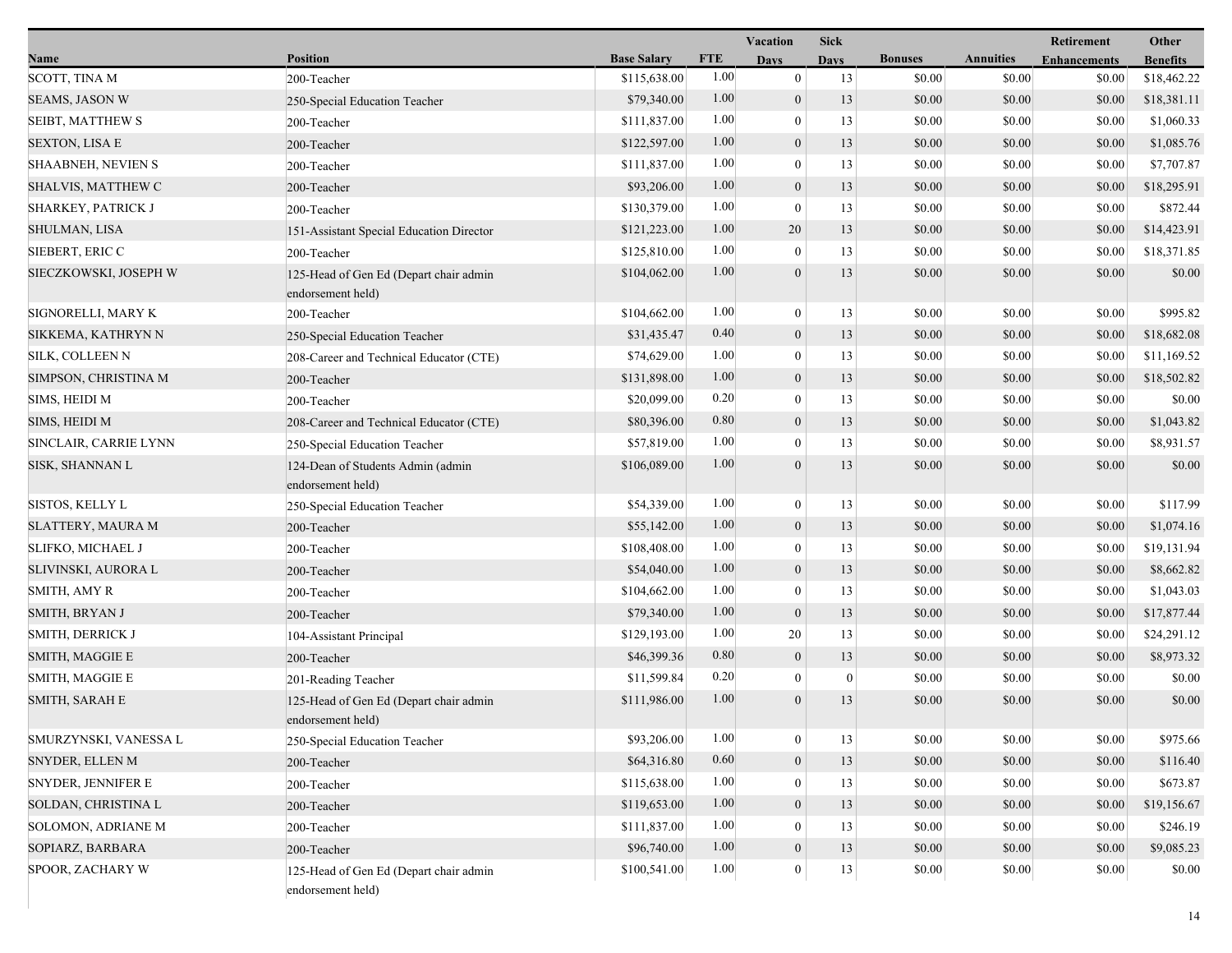| Name | Position | Base Salary | FTE | Vacation Days | Sick Days | Bonuses | Annuities | Retirement Enhancements | Other Benefits |
|---|---|---|---|---|---|---|---|---|---|
| SCOTT, TINA M | 200-Teacher | $115,638.00 | 1.00 | 0 | 13 | $0.00 | $0.00 | $0.00 | $18,462.22 |
| SEAMS, JASON W | 250-Special Education Teacher | $79,340.00 | 1.00 | 0 | 13 | $0.00 | $0.00 | $0.00 | $18,381.11 |
| SEIBT, MATTHEW S | 200-Teacher | $111,837.00 | 1.00 | 0 | 13 | $0.00 | $0.00 | $0.00 | $1,060.33 |
| SEXTON, LISA E | 200-Teacher | $122,597.00 | 1.00 | 0 | 13 | $0.00 | $0.00 | $0.00 | $1,085.76 |
| SHAABNEH, NEVIEN S | 200-Teacher | $111,837.00 | 1.00 | 0 | 13 | $0.00 | $0.00 | $0.00 | $7,707.87 |
| SHALVIS, MATTHEW C | 200-Teacher | $93,206.00 | 1.00 | 0 | 13 | $0.00 | $0.00 | $0.00 | $18,295.91 |
| SHARKEY, PATRICK J | 200-Teacher | $130,379.00 | 1.00 | 0 | 13 | $0.00 | $0.00 | $0.00 | $872.44 |
| SHULMAN, LISA | 151-Assistant Special Education Director | $121,223.00 | 1.00 | 20 | 13 | $0.00 | $0.00 | $0.00 | $14,423.91 |
| SIEBERT, ERIC C | 200-Teacher | $125,810.00 | 1.00 | 0 | 13 | $0.00 | $0.00 | $0.00 | $18,371.85 |
| SIECZKOWSKI, JOSEPH W | 125-Head of Gen Ed (Depart chair admin endorsement held) | $104,062.00 | 1.00 | 0 | 13 | $0.00 | $0.00 | $0.00 | $0.00 |
| SIGNORELLI, MARY K | 200-Teacher | $104,662.00 | 1.00 | 0 | 13 | $0.00 | $0.00 | $0.00 | $995.82 |
| SIKKEMA, KATHRYN N | 250-Special Education Teacher | $31,435.47 | 0.40 | 0 | 13 | $0.00 | $0.00 | $0.00 | $18,682.08 |
| SILK, COLLEEN N | 208-Career and Technical Educator (CTE) | $74,629.00 | 1.00 | 0 | 13 | $0.00 | $0.00 | $0.00 | $11,169.52 |
| SIMPSON, CHRISTINA M | 200-Teacher | $131,898.00 | 1.00 | 0 | 13 | $0.00 | $0.00 | $0.00 | $18,502.82 |
| SIMS, HEIDI M | 200-Teacher | $20,099.00 | 0.20 | 0 | 13 | $0.00 | $0.00 | $0.00 | $0.00 |
| SIMS, HEIDI M | 208-Career and Technical Educator (CTE) | $80,396.00 | 0.80 | 0 | 13 | $0.00 | $0.00 | $0.00 | $1,043.82 |
| SINCLAIR, CARRIE LYNN | 250-Special Education Teacher | $57,819.00 | 1.00 | 0 | 13 | $0.00 | $0.00 | $0.00 | $8,931.57 |
| SISK, SHANNAN L | 124-Dean of Students Admin (admin endorsement held) | $106,089.00 | 1.00 | 0 | 13 | $0.00 | $0.00 | $0.00 | $0.00 |
| SISTOS, KELLY L | 250-Special Education Teacher | $54,339.00 | 1.00 | 0 | 13 | $0.00 | $0.00 | $0.00 | $117.99 |
| SLATTERY, MAURA M | 200-Teacher | $55,142.00 | 1.00 | 0 | 13 | $0.00 | $0.00 | $0.00 | $1,074.16 |
| SLIFKO, MICHAEL J | 200-Teacher | $108,408.00 | 1.00 | 0 | 13 | $0.00 | $0.00 | $0.00 | $19,131.94 |
| SLIVINSKI, AURORA L | 200-Teacher | $54,040.00 | 1.00 | 0 | 13 | $0.00 | $0.00 | $0.00 | $8,662.82 |
| SMITH, AMY R | 200-Teacher | $104,662.00 | 1.00 | 0 | 13 | $0.00 | $0.00 | $0.00 | $1,043.03 |
| SMITH, BRYAN J | 200-Teacher | $79,340.00 | 1.00 | 0 | 13 | $0.00 | $0.00 | $0.00 | $17,877.44 |
| SMITH, DERRICK J | 104-Assistant Principal | $129,193.00 | 1.00 | 20 | 13 | $0.00 | $0.00 | $0.00 | $24,291.12 |
| SMITH, MAGGIE E | 200-Teacher | $46,399.36 | 0.80 | 0 | 13 | $0.00 | $0.00 | $0.00 | $8,973.32 |
| SMITH, MAGGIE E | 201-Reading Teacher | $11,599.84 | 0.20 | 0 | 0 | $0.00 | $0.00 | $0.00 | $0.00 |
| SMITH, SARAH E | 125-Head of Gen Ed (Depart chair admin endorsement held) | $111,986.00 | 1.00 | 0 | 13 | $0.00 | $0.00 | $0.00 | $0.00 |
| SMURZYNSKI, VANESSA L | 250-Special Education Teacher | $93,206.00 | 1.00 | 0 | 13 | $0.00 | $0.00 | $0.00 | $975.66 |
| SNYDER, ELLEN M | 200-Teacher | $64,316.80 | 0.60 | 0 | 13 | $0.00 | $0.00 | $0.00 | $116.40 |
| SNYDER, JENNIFER E | 200-Teacher | $115,638.00 | 1.00 | 0 | 13 | $0.00 | $0.00 | $0.00 | $673.87 |
| SOLDAN, CHRISTINA L | 200-Teacher | $119,653.00 | 1.00 | 0 | 13 | $0.00 | $0.00 | $0.00 | $19,156.67 |
| SOLOMON, ADRIANE M | 200-Teacher | $111,837.00 | 1.00 | 0 | 13 | $0.00 | $0.00 | $0.00 | $246.19 |
| SOPIARZ, BARBARA | 200-Teacher | $96,740.00 | 1.00 | 0 | 13 | $0.00 | $0.00 | $0.00 | $9,085.23 |
| SPOOR, ZACHARY W | 125-Head of Gen Ed (Depart chair admin endorsement held) | $100,541.00 | 1.00 | 0 | 13 | $0.00 | $0.00 | $0.00 | $0.00 |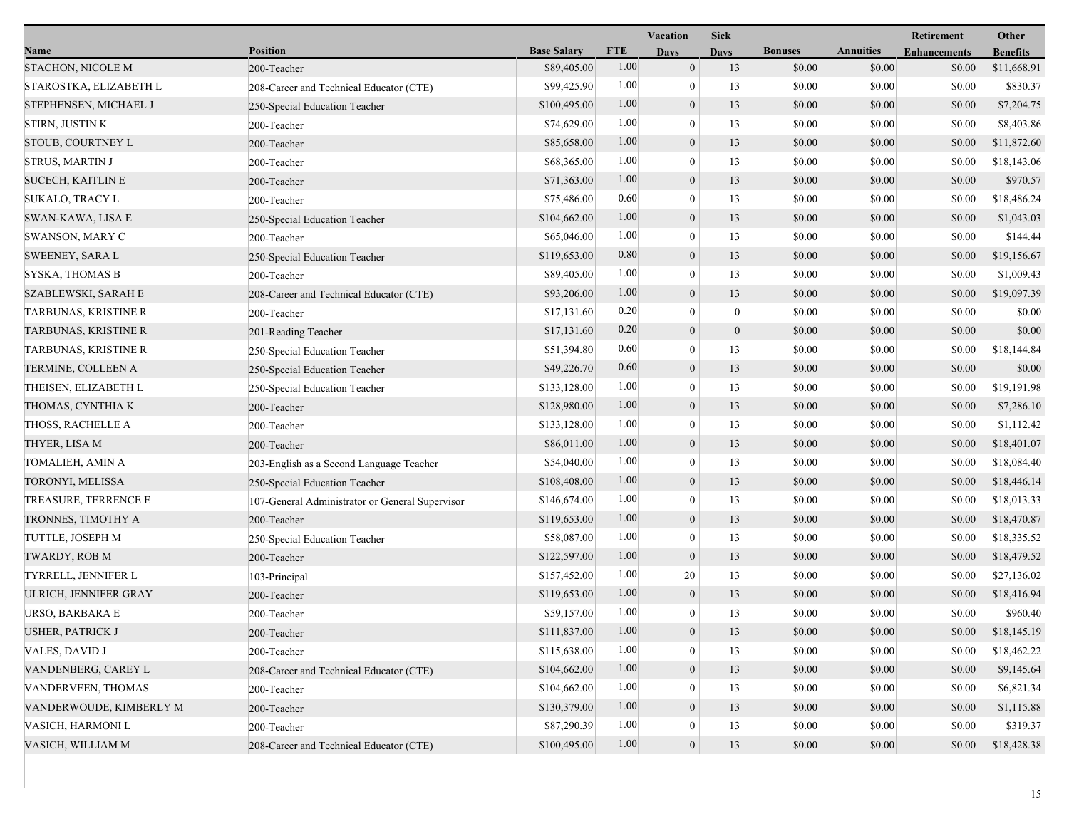| Name | Position | Base Salary | FTE | Vacation Days | Sick Days | Bonuses | Annuities | Retirement Enhancements | Other Benefits |
|---|---|---|---|---|---|---|---|---|---|
| STACHON, NICOLE M | 200-Teacher | $89,405.00 | 1.00 | 0 | 13 | $0.00 | $0.00 | $0.00 | $11,668.91 |
| STAROSTKA, ELIZABETH L | 208-Career and Technical Educator (CTE) | $99,425.90 | 1.00 | 0 | 13 | $0.00 | $0.00 | $0.00 | $830.37 |
| STEPHENSEN, MICHAEL J | 250-Special Education Teacher | $100,495.00 | 1.00 | 0 | 13 | $0.00 | $0.00 | $0.00 | $7,204.75 |
| STIRN, JUSTIN K | 200-Teacher | $74,629.00 | 1.00 | 0 | 13 | $0.00 | $0.00 | $0.00 | $8,403.86 |
| STOUB, COURTNEY L | 200-Teacher | $85,658.00 | 1.00 | 0 | 13 | $0.00 | $0.00 | $0.00 | $11,872.60 |
| STRUS, MARTIN J | 200-Teacher | $68,365.00 | 1.00 | 0 | 13 | $0.00 | $0.00 | $0.00 | $18,143.06 |
| SUCECH, KAITLIN E | 200-Teacher | $71,363.00 | 1.00 | 0 | 13 | $0.00 | $0.00 | $0.00 | $970.57 |
| SUKALO, TRACY L | 200-Teacher | $75,486.00 | 0.60 | 0 | 13 | $0.00 | $0.00 | $0.00 | $18,486.24 |
| SWAN-KAWA, LISA E | 250-Special Education Teacher | $104,662.00 | 1.00 | 0 | 13 | $0.00 | $0.00 | $0.00 | $1,043.03 |
| SWANSON, MARY C | 200-Teacher | $65,046.00 | 1.00 | 0 | 13 | $0.00 | $0.00 | $0.00 | $144.44 |
| SWEENEY, SARA L | 250-Special Education Teacher | $119,653.00 | 0.80 | 0 | 13 | $0.00 | $0.00 | $0.00 | $19,156.67 |
| SYSKA, THOMAS B | 200-Teacher | $89,405.00 | 1.00 | 0 | 13 | $0.00 | $0.00 | $0.00 | $1,009.43 |
| SZABLEWSKI, SARAH E | 208-Career and Technical Educator (CTE) | $93,206.00 | 1.00 | 0 | 13 | $0.00 | $0.00 | $0.00 | $19,097.39 |
| TARBUNAS, KRISTINE R | 200-Teacher | $17,131.60 | 0.20 | 0 | 0 | $0.00 | $0.00 | $0.00 | $0.00 |
| TARBUNAS, KRISTINE R | 201-Reading Teacher | $17,131.60 | 0.20 | 0 | 0 | $0.00 | $0.00 | $0.00 | $0.00 |
| TARBUNAS, KRISTINE R | 250-Special Education Teacher | $51,394.80 | 0.60 | 0 | 13 | $0.00 | $0.00 | $0.00 | $18,144.84 |
| TERMINE, COLLEEN A | 250-Special Education Teacher | $49,226.70 | 0.60 | 0 | 13 | $0.00 | $0.00 | $0.00 | $0.00 |
| THEISEN, ELIZABETH L | 250-Special Education Teacher | $133,128.00 | 1.00 | 0 | 13 | $0.00 | $0.00 | $0.00 | $19,191.98 |
| THOMAS, CYNTHIA K | 200-Teacher | $128,980.00 | 1.00 | 0 | 13 | $0.00 | $0.00 | $0.00 | $7,286.10 |
| THOSS, RACHELLE A | 200-Teacher | $133,128.00 | 1.00 | 0 | 13 | $0.00 | $0.00 | $0.00 | $1,112.42 |
| THYER, LISA M | 200-Teacher | $86,011.00 | 1.00 | 0 | 13 | $0.00 | $0.00 | $0.00 | $18,401.07 |
| TOMALIEH, AMIN A | 203-English as a Second Language Teacher | $54,040.00 | 1.00 | 0 | 13 | $0.00 | $0.00 | $0.00 | $18,084.40 |
| TORONYI, MELISSA | 250-Special Education Teacher | $108,408.00 | 1.00 | 0 | 13 | $0.00 | $0.00 | $0.00 | $18,446.14 |
| TREASURE, TERRENCE E | 107-General Administrator or General Supervisor | $146,674.00 | 1.00 | 0 | 13 | $0.00 | $0.00 | $0.00 | $18,013.33 |
| TRONNES, TIMOTHY A | 200-Teacher | $119,653.00 | 1.00 | 0 | 13 | $0.00 | $0.00 | $0.00 | $18,470.87 |
| TUTTLE, JOSEPH M | 250-Special Education Teacher | $58,087.00 | 1.00 | 0 | 13 | $0.00 | $0.00 | $0.00 | $18,335.52 |
| TWARDY, ROB M | 200-Teacher | $122,597.00 | 1.00 | 0 | 13 | $0.00 | $0.00 | $0.00 | $18,479.52 |
| TYRRELL, JENNIFER L | 103-Principal | $157,452.00 | 1.00 | 20 | 13 | $0.00 | $0.00 | $0.00 | $27,136.02 |
| ULRICH, JENNIFER GRAY | 200-Teacher | $119,653.00 | 1.00 | 0 | 13 | $0.00 | $0.00 | $0.00 | $18,416.94 |
| URSO, BARBARA E | 200-Teacher | $59,157.00 | 1.00 | 0 | 13 | $0.00 | $0.00 | $0.00 | $960.40 |
| USHER, PATRICK J | 200-Teacher | $111,837.00 | 1.00 | 0 | 13 | $0.00 | $0.00 | $0.00 | $18,145.19 |
| VALES, DAVID J | 200-Teacher | $115,638.00 | 1.00 | 0 | 13 | $0.00 | $0.00 | $0.00 | $18,462.22 |
| VANDENBERG, CAREY L | 208-Career and Technical Educator (CTE) | $104,662.00 | 1.00 | 0 | 13 | $0.00 | $0.00 | $0.00 | $9,145.64 |
| VANDERVEEN, THOMAS | 200-Teacher | $104,662.00 | 1.00 | 0 | 13 | $0.00 | $0.00 | $0.00 | $6,821.34 |
| VANDERWOUDE, KIMBERLY M | 200-Teacher | $130,379.00 | 1.00 | 0 | 13 | $0.00 | $0.00 | $0.00 | $1,115.88 |
| VASICH, HARMONI L | 200-Teacher | $87,290.39 | 1.00 | 0 | 13 | $0.00 | $0.00 | $0.00 | $319.37 |
| VASICH, WILLIAM M | 208-Career and Technical Educator (CTE) | $100,495.00 | 1.00 | 0 | 13 | $0.00 | $0.00 | $0.00 | $18,428.38 |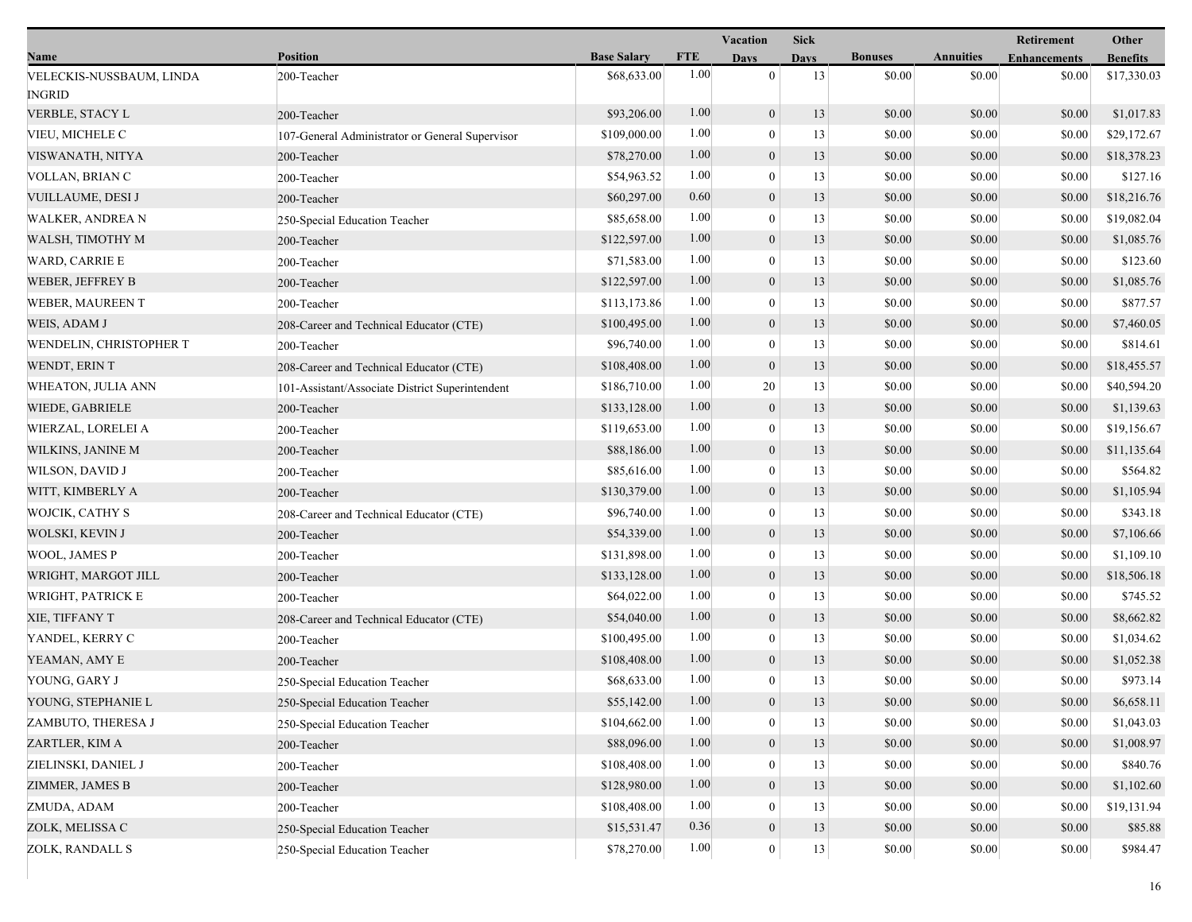| Name | Position | Base Salary | FTE | Vacation Days | Sick Days | Bonuses | Annuities | Retirement Enhancements | Other Benefits |
|---|---|---|---|---|---|---|---|---|---|
| VELECKIS-NUSSBAUM, LINDA INGRID | 200-Teacher | $68,633.00 | 1.00 | 0 | 13 | $0.00 | $0.00 | $0.00 | $17,330.03 |
| VERBLE, STACY L | 200-Teacher | $93,206.00 | 1.00 | 0 | 13 | $0.00 | $0.00 | $0.00 | $1,017.83 |
| VIEU, MICHELE C | 107-General Administrator or General Supervisor | $109,000.00 | 1.00 | 0 | 13 | $0.00 | $0.00 | $0.00 | $29,172.67 |
| VISWANATH, NITYA | 200-Teacher | $78,270.00 | 1.00 | 0 | 13 | $0.00 | $0.00 | $0.00 | $18,378.23 |
| VOLLAN, BRIAN C | 200-Teacher | $54,963.52 | 1.00 | 0 | 13 | $0.00 | $0.00 | $0.00 | $127.16 |
| VUILLAUME, DESI J | 200-Teacher | $60,297.00 | 0.60 | 0 | 13 | $0.00 | $0.00 | $0.00 | $18,216.76 |
| WALKER, ANDREA N | 250-Special Education Teacher | $85,658.00 | 1.00 | 0 | 13 | $0.00 | $0.00 | $0.00 | $19,082.04 |
| WALSH, TIMOTHY M | 200-Teacher | $122,597.00 | 1.00 | 0 | 13 | $0.00 | $0.00 | $0.00 | $1,085.76 |
| WARD, CARRIE E | 200-Teacher | $71,583.00 | 1.00 | 0 | 13 | $0.00 | $0.00 | $0.00 | $123.60 |
| WEBER, JEFFREY B | 200-Teacher | $122,597.00 | 1.00 | 0 | 13 | $0.00 | $0.00 | $0.00 | $1,085.76 |
| WEBER, MAUREEN T | 200-Teacher | $113,173.86 | 1.00 | 0 | 13 | $0.00 | $0.00 | $0.00 | $877.57 |
| WEIS, ADAM J | 208-Career and Technical Educator (CTE) | $100,495.00 | 1.00 | 0 | 13 | $0.00 | $0.00 | $0.00 | $7,460.05 |
| WENDELIN, CHRISTOPHER T | 200-Teacher | $96,740.00 | 1.00 | 0 | 13 | $0.00 | $0.00 | $0.00 | $814.61 |
| WENDT, ERIN T | 208-Career and Technical Educator (CTE) | $108,408.00 | 1.00 | 0 | 13 | $0.00 | $0.00 | $0.00 | $18,455.57 |
| WHEATON, JULIA ANN | 101-Assistant/Associate District Superintendent | $186,710.00 | 1.00 | 20 | 13 | $0.00 | $0.00 | $0.00 | $40,594.20 |
| WIEDE, GABRIELE | 200-Teacher | $133,128.00 | 1.00 | 0 | 13 | $0.00 | $0.00 | $0.00 | $1,139.63 |
| WIERZAL, LORELEI A | 200-Teacher | $119,653.00 | 1.00 | 0 | 13 | $0.00 | $0.00 | $0.00 | $19,156.67 |
| WILKINS, JANINE M | 200-Teacher | $88,186.00 | 1.00 | 0 | 13 | $0.00 | $0.00 | $0.00 | $11,135.64 |
| WILSON, DAVID J | 200-Teacher | $85,616.00 | 1.00 | 0 | 13 | $0.00 | $0.00 | $0.00 | $564.82 |
| WITT, KIMBERLY A | 200-Teacher | $130,379.00 | 1.00 | 0 | 13 | $0.00 | $0.00 | $0.00 | $1,105.94 |
| WOJCIK, CATHY S | 208-Career and Technical Educator (CTE) | $96,740.00 | 1.00 | 0 | 13 | $0.00 | $0.00 | $0.00 | $343.18 |
| WOLSKI, KEVIN J | 200-Teacher | $54,339.00 | 1.00 | 0 | 13 | $0.00 | $0.00 | $0.00 | $7,106.66 |
| WOOL, JAMES P | 200-Teacher | $131,898.00 | 1.00 | 0 | 13 | $0.00 | $0.00 | $0.00 | $1,109.10 |
| WRIGHT, MARGOT JILL | 200-Teacher | $133,128.00 | 1.00 | 0 | 13 | $0.00 | $0.00 | $0.00 | $18,506.18 |
| WRIGHT, PATRICK E | 200-Teacher | $64,022.00 | 1.00 | 0 | 13 | $0.00 | $0.00 | $0.00 | $745.52 |
| XIE, TIFFANY T | 208-Career and Technical Educator (CTE) | $54,040.00 | 1.00 | 0 | 13 | $0.00 | $0.00 | $0.00 | $8,662.82 |
| YANDEL, KERRY C | 200-Teacher | $100,495.00 | 1.00 | 0 | 13 | $0.00 | $0.00 | $0.00 | $1,034.62 |
| YEAMAN, AMY E | 200-Teacher | $108,408.00 | 1.00 | 0 | 13 | $0.00 | $0.00 | $0.00 | $1,052.38 |
| YOUNG, GARY J | 250-Special Education Teacher | $68,633.00 | 1.00 | 0 | 13 | $0.00 | $0.00 | $0.00 | $973.14 |
| YOUNG, STEPHANIE L | 250-Special Education Teacher | $55,142.00 | 1.00 | 0 | 13 | $0.00 | $0.00 | $0.00 | $6,658.11 |
| ZAMBUTO, THERESA J | 250-Special Education Teacher | $104,662.00 | 1.00 | 0 | 13 | $0.00 | $0.00 | $0.00 | $1,043.03 |
| ZARTLER, KIM A | 200-Teacher | $88,096.00 | 1.00 | 0 | 13 | $0.00 | $0.00 | $0.00 | $1,008.97 |
| ZIELINSKI, DANIEL J | 200-Teacher | $108,408.00 | 1.00 | 0 | 13 | $0.00 | $0.00 | $0.00 | $840.76 |
| ZIMMER, JAMES B | 200-Teacher | $128,980.00 | 1.00 | 0 | 13 | $0.00 | $0.00 | $0.00 | $1,102.60 |
| ZMUDA, ADAM | 200-Teacher | $108,408.00 | 1.00 | 0 | 13 | $0.00 | $0.00 | $0.00 | $19,131.94 |
| ZOLK, MELISSA C | 250-Special Education Teacher | $15,531.47 | 0.36 | 0 | 13 | $0.00 | $0.00 | $0.00 | $85.88 |
| ZOLK, RANDALL S | 250-Special Education Teacher | $78,270.00 | 1.00 | 0 | 13 | $0.00 | $0.00 | $0.00 | $984.47 |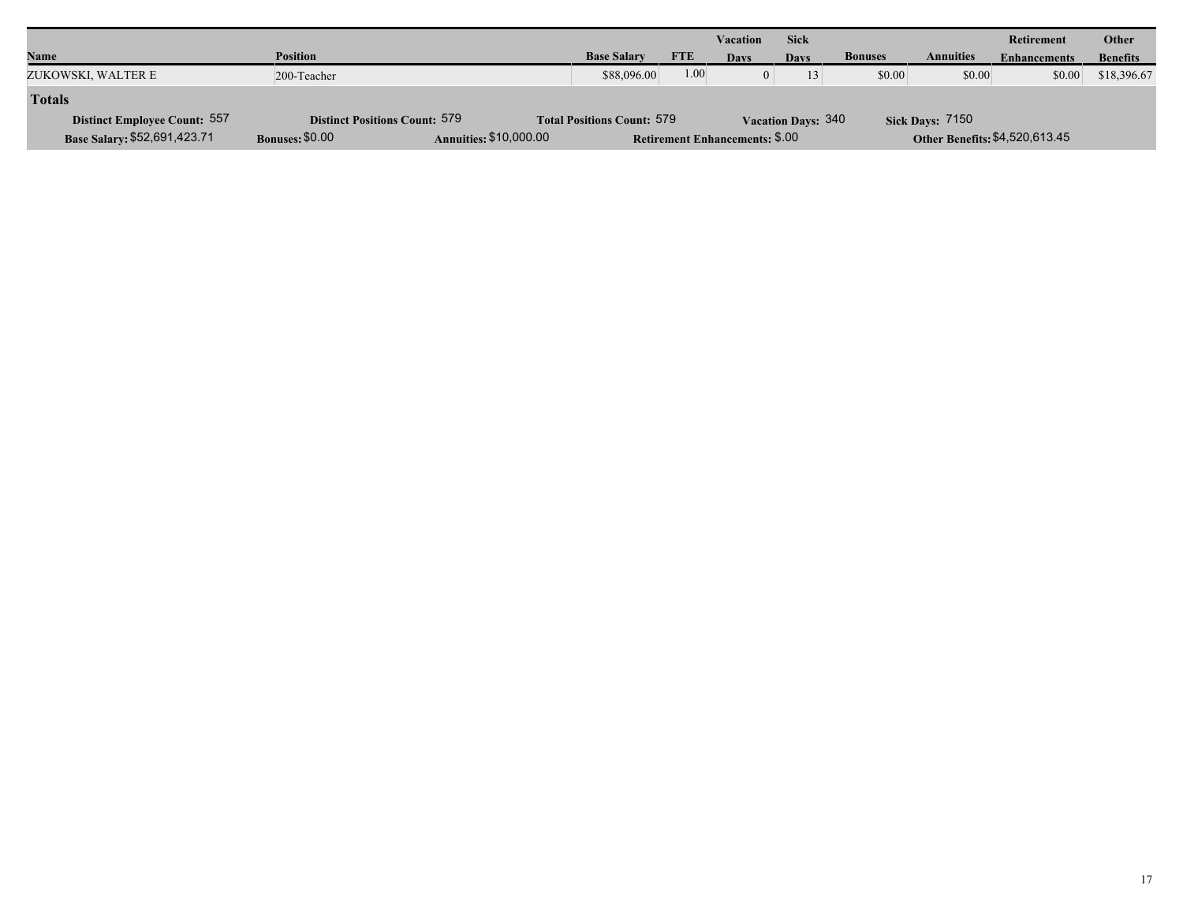| Name | Position | Base Salary | FTE | Vacation Days | Sick Days | Bonuses | Annuities | Retirement Enhancements | Other Benefits |
|---|---|---|---|---|---|---|---|---|---|
| ZUKOWSKI, WALTER E | 200-Teacher | $88,096.00 | 1.00 | 0 | 13 | $0.00 | $0.00 | $0.00 | $18,396.67 |

## Totals

**Distinct Employee Count:** 557 **Distinct Positions Count:** 579 **Total Positions Count:** 579 **Vacation Days:** 340 **Sick Days:** 7150

**Base Salary:** $52,691,423.71 **Bonuses:** $0.00 **Annuities:** $10,000.00 **Retirement Enhancements:** $.00 **Other Benefits:** $4,520,613.45